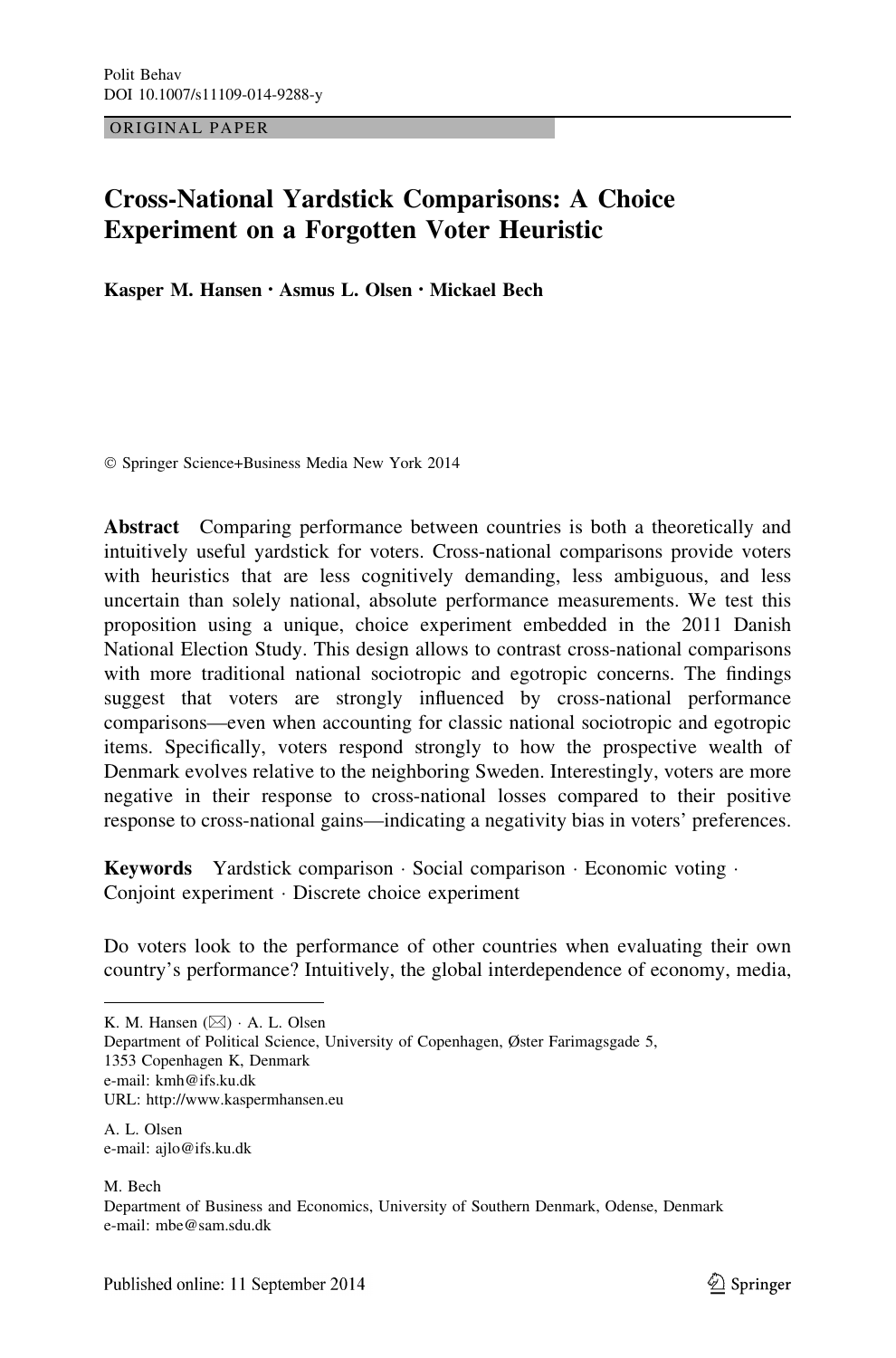ORIGINAL PAPER

# Cross-National Yardstick Comparisons: A Choice Experiment on a Forgotten Voter Heuristic

**Kasper M. Hansen · Asmus L. Olsen · Mickael Bech**

© Springer Science+Business Media New York 2014

**Abstract** Comparing performance between countries is both a theoretically and intuitively useful yardstick for voters. Cross-national comparisons provide voters with heuristics that are less cognitively demanding, less ambiguous, and less uncertain than solely national, absolute performance measurements. We test this proposition using a unique, choice experiment embedded in the 2011 Danish National Election Study. This design allows to contrast cross-national comparisons with more traditional national sociotropic and egotropic concerns. The findings suggest that voters are strongly influenced by cross-national performance comparisons—even when accounting for classic national sociotropic and egotropic items. Specifically, voters respond strongly to how the prospective wealth of Denmark evolves relative to the neighboring Sweden. Interestingly, voters are more negative in their response to cross-national losses compared to their positive response to cross-national gains—indicating a negativity bias in voters' preferences.

**Keywords** Yardstick comparison · Social comparison · Economic voting · Conjoint experiment · Discrete choice experiment

Do voters look to the performance of other countries when evaluating their own country's performance? Intuitively, the global interdependence of economy, media,

---

K. M. Hansen (✉) · A. L. Olsen
Department of Political Science, University of Copenhagen, Øster Farimagsgade 5, 1353 Copenhagen K, Denmark
e-mail: kmh@ifs.ku.dk
URL: http://www.kaspermhansen.eu

A. L. Olsen
e-mail: ajlo@ifs.ku.dk

M. Bech
Department of Business and Economics, University of Southern Denmark, Odense, Denmark
e-mail: mbe@sam.sdu.dk

Published online: 11 September 2014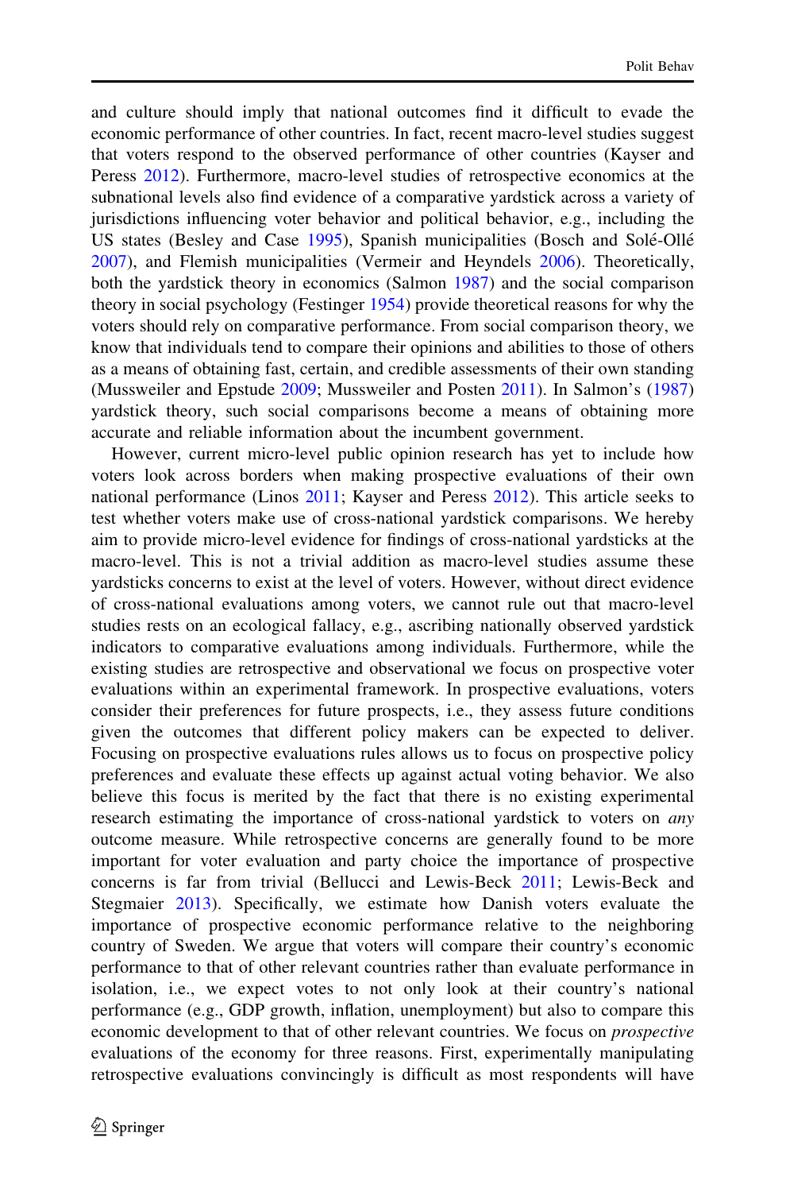and culture should imply that national outcomes find it difficult to evade the economic performance of other countries. In fact, recent macro-level studies suggest that voters respond to the observed performance of other countries (Kayser and Peress 2012). Furthermore, macro-level studies of retrospective economics at the subnational levels also find evidence of a comparative yardstick across a variety of jurisdictions influencing voter behavior and political behavior, e.g., including the US states (Besley and Case 1995), Spanish municipalities (Bosch and Solé-Ollé 2007), and Flemish municipalities (Vermeir and Heyndels 2006). Theoretically, both the yardstick theory in economics (Salmon 1987) and the social comparison theory in social psychology (Festinger 1954) provide theoretical reasons for why the voters should rely on comparative performance. From social comparison theory, we know that individuals tend to compare their opinions and abilities to those of others as a means of obtaining fast, certain, and credible assessments of their own standing (Mussweiler and Epstude 2009; Mussweiler and Posten 2011). In Salmon's (1987) yardstick theory, such social comparisons become a means of obtaining more accurate and reliable information about the incumbent government.

However, current micro-level public opinion research has yet to include how voters look across borders when making prospective evaluations of their own national performance (Linos 2011; Kayser and Peress 2012). This article seeks to test whether voters make use of cross-national yardstick comparisons. We hereby aim to provide micro-level evidence for findings of cross-national yardsticks at the macro-level. This is not a trivial addition as macro-level studies assume these yardsticks concerns to exist at the level of voters. However, without direct evidence of cross-national evaluations among voters, we cannot rule out that macro-level studies rests on an ecological fallacy, e.g., ascribing nationally observed yardstick indicators to comparative evaluations among individuals. Furthermore, while the existing studies are retrospective and observational we focus on prospective voter evaluations within an experimental framework. In prospective evaluations, voters consider their preferences for future prospects, i.e., they assess future conditions given the outcomes that different policy makers can be expected to deliver. Focusing on prospective evaluations rules allows us to focus on prospective policy preferences and evaluate these effects up against actual voting behavior. We also believe this focus is merited by the fact that there is no existing experimental research estimating the importance of cross-national yardstick to voters on *any* outcome measure. While retrospective concerns are generally found to be more important for voter evaluation and party choice the importance of prospective concerns is far from trivial (Bellucci and Lewis-Beck 2011; Lewis-Beck and Stegmaier 2013). Specifically, we estimate how Danish voters evaluate the importance of prospective economic performance relative to the neighboring country of Sweden. We argue that voters will compare their country's economic performance to that of other relevant countries rather than evaluate performance in isolation, i.e., we expect votes to not only look at their country's national performance (e.g., GDP growth, inflation, unemployment) but also to compare this economic development to that of other relevant countries. We focus on *prospective* evaluations of the economy for three reasons. First, experimentally manipulating retrospective evaluations convincingly is difficult as most respondents will have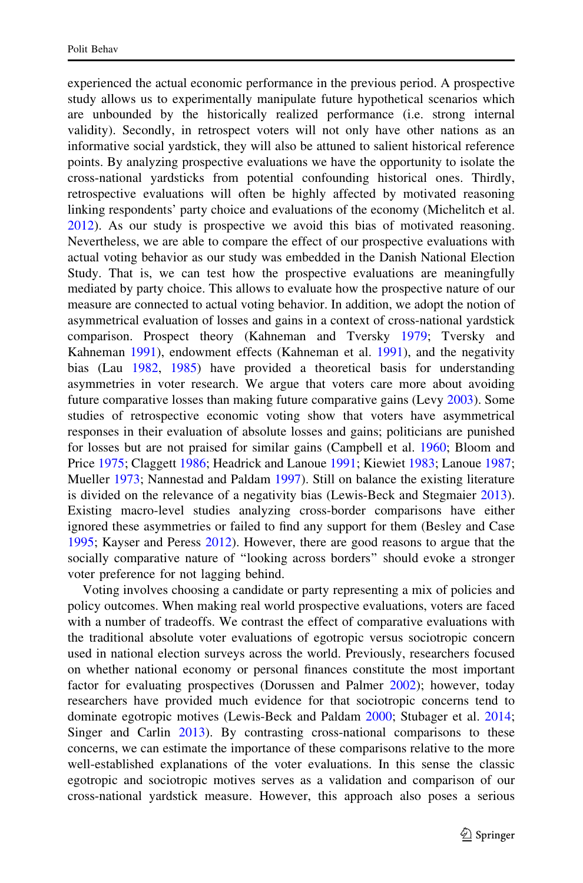experienced the actual economic performance in the previous period. A prospective study allows us to experimentally manipulate future hypothetical scenarios which are unbounded by the historically realized performance (i.e. strong internal validity). Secondly, in retrospect voters will not only have other nations as an informative social yardstick, they will also be attuned to salient historical reference points. By analyzing prospective evaluations we have the opportunity to isolate the cross-national yardsticks from potential confounding historical ones. Thirdly, retrospective evaluations will often be highly affected by motivated reasoning linking respondents' party choice and evaluations of the economy (Michelitch et al. 2012). As our study is prospective we avoid this bias of motivated reasoning. Nevertheless, we are able to compare the effect of our prospective evaluations with actual voting behavior as our study was embedded in the Danish National Election Study. That is, we can test how the prospective evaluations are meaningfully mediated by party choice. This allows to evaluate how the prospective nature of our measure are connected to actual voting behavior. In addition, we adopt the notion of asymmetrical evaluation of losses and gains in a context of cross-national yardstick comparison. Prospect theory (Kahneman and Tversky 1979; Tversky and Kahneman 1991), endowment effects (Kahneman et al. 1991), and the negativity bias (Lau 1982, 1985) have provided a theoretical basis for understanding asymmetries in voter research. We argue that voters care more about avoiding future comparative losses than making future comparative gains (Levy 2003). Some studies of retrospective economic voting show that voters have asymmetrical responses in their evaluation of absolute losses and gains; politicians are punished for losses but are not praised for similar gains (Campbell et al. 1960; Bloom and Price 1975; Claggett 1986; Headrick and Lanoue 1991; Kiewiet 1983; Lanoue 1987; Mueller 1973; Nannestad and Paldam 1997). Still on balance the existing literature is divided on the relevance of a negativity bias (Lewis-Beck and Stegmaier 2013). Existing macro-level studies analyzing cross-border comparisons have either ignored these asymmetries or failed to find any support for them (Besley and Case 1995; Kayser and Peress 2012). However, there are good reasons to argue that the socially comparative nature of "looking across borders" should evoke a stronger voter preference for not lagging behind.

Voting involves choosing a candidate or party representing a mix of policies and policy outcomes. When making real world prospective evaluations, voters are faced with a number of tradeoffs. We contrast the effect of comparative evaluations with the traditional absolute voter evaluations of egotropic versus sociotropic concern used in national election surveys across the world. Previously, researchers focused on whether national economy or personal finances constitute the most important factor for evaluating prospectives (Dorussen and Palmer 2002); however, today researchers have provided much evidence for that sociotropic concerns tend to dominate egotropic motives (Lewis-Beck and Paldam 2000; Stubager et al. 2014; Singer and Carlin 2013). By contrasting cross-national comparisons to these concerns, we can estimate the importance of these comparisons relative to the more well-established explanations of the voter evaluations. In this sense the classic egotropic and sociotropic motives serves as a validation and comparison of our cross-national yardstick measure. However, this approach also poses a serious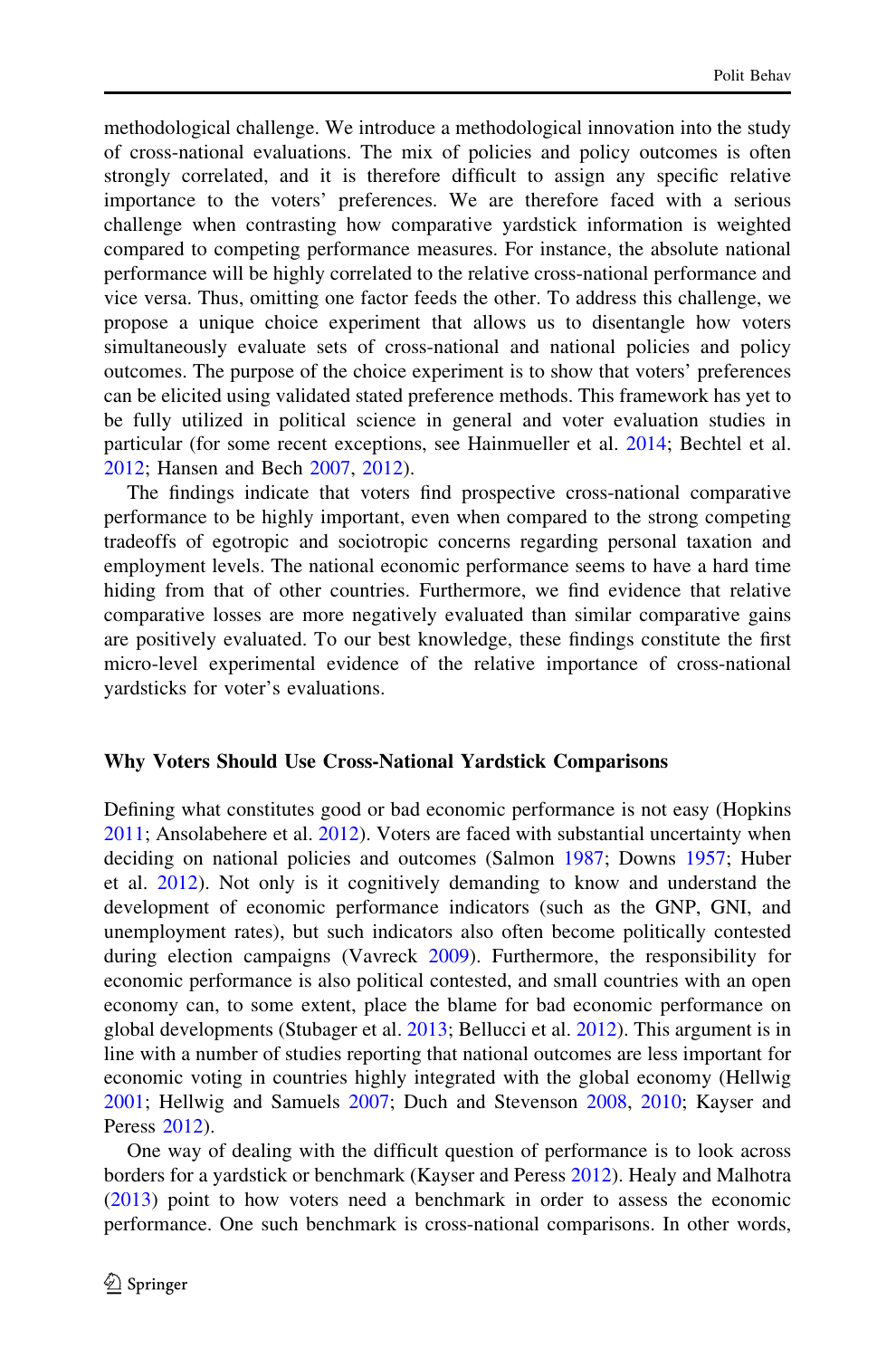methodological challenge. We introduce a methodological innovation into the study of cross-national evaluations. The mix of policies and policy outcomes is often strongly correlated, and it is therefore difficult to assign any specific relative importance to the voters' preferences. We are therefore faced with a serious challenge when contrasting how comparative yardstick information is weighted compared to competing performance measures. For instance, the absolute national performance will be highly correlated to the relative cross-national performance and vice versa. Thus, omitting one factor feeds the other. To address this challenge, we propose a unique choice experiment that allows us to disentangle how voters simultaneously evaluate sets of cross-national and national policies and policy outcomes. The purpose of the choice experiment is to show that voters' preferences can be elicited using validated stated preference methods. This framework has yet to be fully utilized in political science in general and voter evaluation studies in particular (for some recent exceptions, see Hainmueller et al. 2014; Bechtel et al. 2012; Hansen and Bech 2007, 2012).

The findings indicate that voters find prospective cross-national comparative performance to be highly important, even when compared to the strong competing tradeoffs of egotropic and sociotropic concerns regarding personal taxation and employment levels. The national economic performance seems to have a hard time hiding from that of other countries. Furthermore, we find evidence that relative comparative losses are more negatively evaluated than similar comparative gains are positively evaluated. To our best knowledge, these findings constitute the first micro-level experimental evidence of the relative importance of cross-national yardsticks for voter's evaluations.

## Why Voters Should Use Cross-National Yardstick Comparisons

Defining what constitutes good or bad economic performance is not easy (Hopkins 2011; Ansolabehere et al. 2012). Voters are faced with substantial uncertainty when deciding on national policies and outcomes (Salmon 1987; Downs 1957; Huber et al. 2012). Not only is it cognitively demanding to know and understand the development of economic performance indicators (such as the GNP, GNI, and unemployment rates), but such indicators also often become politically contested during election campaigns (Vavreck 2009). Furthermore, the responsibility for economic performance is also political contested, and small countries with an open economy can, to some extent, place the blame for bad economic performance on global developments (Stubager et al. 2013; Bellucci et al. 2012). This argument is in line with a number of studies reporting that national outcomes are less important for economic voting in countries highly integrated with the global economy (Hellwig 2001; Hellwig and Samuels 2007; Duch and Stevenson 2008, 2010; Kayser and Peress 2012).

One way of dealing with the difficult question of performance is to look across borders for a yardstick or benchmark (Kayser and Peress 2012). Healy and Malhotra (2013) point to how voters need a benchmark in order to assess the economic performance. One such benchmark is cross-national comparisons. In other words,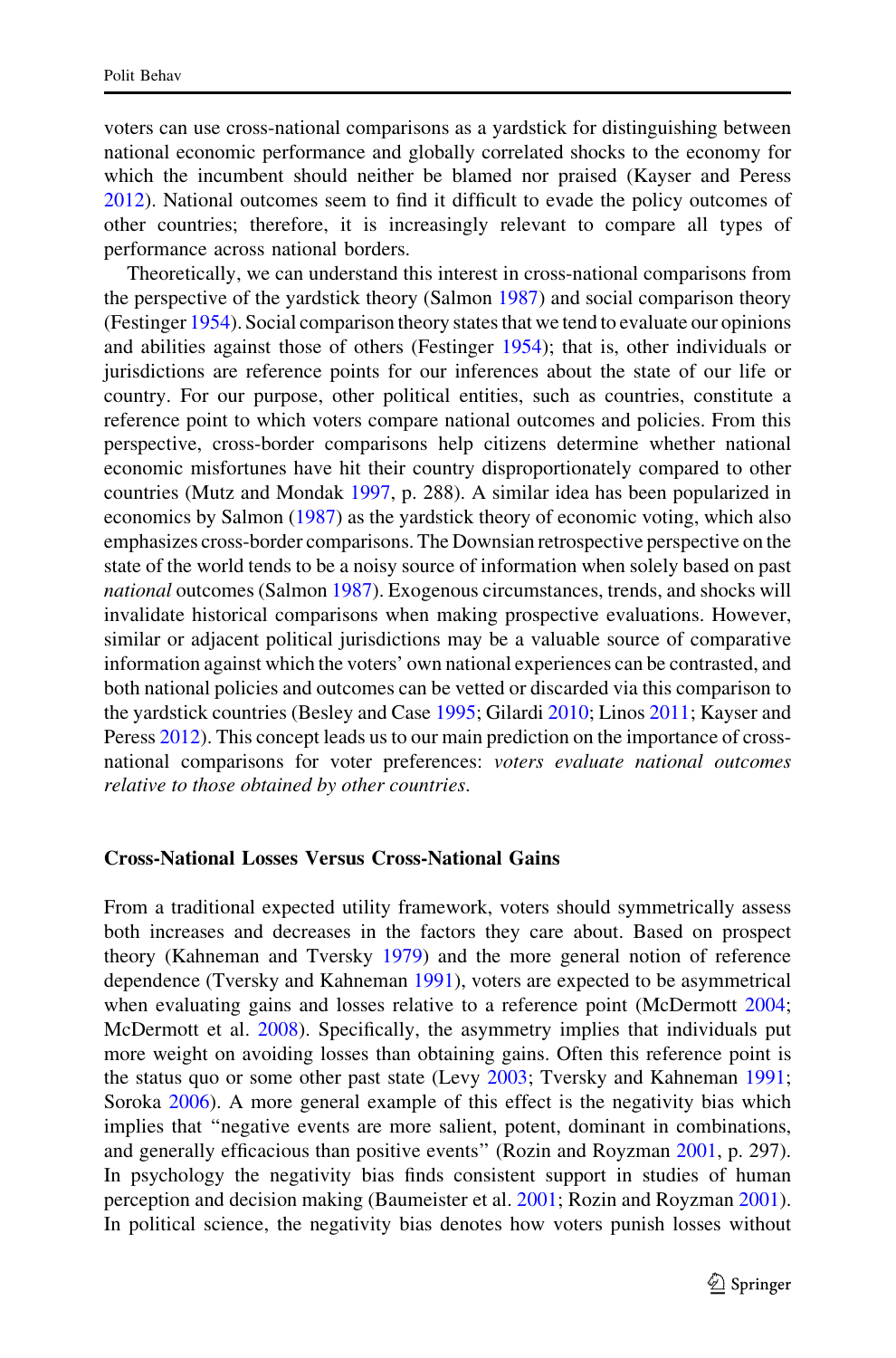voters can use cross-national comparisons as a yardstick for distinguishing between national economic performance and globally correlated shocks to the economy for which the incumbent should neither be blamed nor praised (Kayser and Peress 2012). National outcomes seem to find it difficult to evade the policy outcomes of other countries; therefore, it is increasingly relevant to compare all types of performance across national borders.

Theoretically, we can understand this interest in cross-national comparisons from the perspective of the yardstick theory (Salmon 1987) and social comparison theory (Festinger 1954). Social comparison theory states that we tend to evaluate our opinions and abilities against those of others (Festinger 1954); that is, other individuals or jurisdictions are reference points for our inferences about the state of our life or country. For our purpose, other political entities, such as countries, constitute a reference point to which voters compare national outcomes and policies. From this perspective, cross-border comparisons help citizens determine whether national economic misfortunes have hit their country disproportionately compared to other countries (Mutz and Mondak 1997, p. 288). A similar idea has been popularized in economics by Salmon (1987) as the yardstick theory of economic voting, which also emphasizes cross-border comparisons. The Downsian retrospective perspective on the state of the world tends to be a noisy source of information when solely based on past *national* outcomes (Salmon 1987). Exogenous circumstances, trends, and shocks will invalidate historical comparisons when making prospective evaluations. However, similar or adjacent political jurisdictions may be a valuable source of comparative information against which the voters' own national experiences can be contrasted, and both national policies and outcomes can be vetted or discarded via this comparison to the yardstick countries (Besley and Case 1995; Gilardi 2010; Linos 2011; Kayser and Peress 2012). This concept leads us to our main prediction on the importance of cross-national comparisons for voter preferences: *voters evaluate national outcomes relative to those obtained by other countries*.

### Cross-National Losses Versus Cross-National Gains

From a traditional expected utility framework, voters should symmetrically assess both increases and decreases in the factors they care about. Based on prospect theory (Kahneman and Tversky 1979) and the more general notion of reference dependence (Tversky and Kahneman 1991), voters are expected to be asymmetrical when evaluating gains and losses relative to a reference point (McDermott 2004; McDermott et al. 2008). Specifically, the asymmetry implies that individuals put more weight on avoiding losses than obtaining gains. Often this reference point is the status quo or some other past state (Levy 2003; Tversky and Kahneman 1991; Soroka 2006). A more general example of this effect is the negativity bias which implies that "negative events are more salient, potent, dominant in combinations, and generally efficacious than positive events" (Rozin and Royzman 2001, p. 297). In psychology the negativity bias finds consistent support in studies of human perception and decision making (Baumeister et al. 2001; Rozin and Royzman 2001). In political science, the negativity bias denotes how voters punish losses without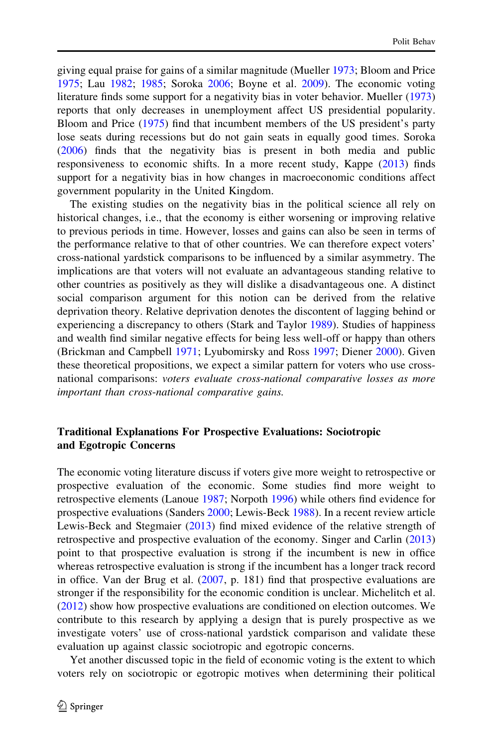giving equal praise for gains of a similar magnitude (Mueller 1973; Bloom and Price 1975; Lau 1982; 1985; Soroka 2006; Boyne et al. 2009). The economic voting literature finds some support for a negativity bias in voter behavior. Mueller (1973) reports that only decreases in unemployment affect US presidential popularity. Bloom and Price (1975) find that incumbent members of the US president's party lose seats during recessions but do not gain seats in equally good times. Soroka (2006) finds that the negativity bias is present in both media and public responsiveness to economic shifts. In a more recent study, Kappe (2013) finds support for a negativity bias in how changes in macroeconomic conditions affect government popularity in the United Kingdom.

The existing studies on the negativity bias in the political science all rely on historical changes, i.e., that the economy is either worsening or improving relative to previous periods in time. However, losses and gains can also be seen in terms of the performance relative to that of other countries. We can therefore expect voters' cross-national yardstick comparisons to be influenced by a similar asymmetry. The implications are that voters will not evaluate an advantageous standing relative to other countries as positively as they will dislike a disadvantageous one. A distinct social comparison argument for this notion can be derived from the relative deprivation theory. Relative deprivation denotes the discontent of lagging behind or experiencing a discrepancy to others (Stark and Taylor 1989). Studies of happiness and wealth find similar negative effects for being less well-off or happy than others (Brickman and Campbell 1971; Lyubomirsky and Ross 1997; Diener 2000). Given these theoretical propositions, we expect a similar pattern for voters who use cross-national comparisons: *voters evaluate cross-national comparative losses as more important than cross-national comparative gains.*

## Traditional Explanations For Prospective Evaluations: Sociotropic and Egotropic Concerns

The economic voting literature discuss if voters give more weight to retrospective or prospective evaluation of the economic. Some studies find more weight to retrospective elements (Lanoue 1987; Norpoth 1996) while others find evidence for prospective evaluations (Sanders 2000; Lewis-Beck 1988). In a recent review article Lewis-Beck and Stegmaier (2013) find mixed evidence of the relative strength of retrospective and prospective evaluation of the economy. Singer and Carlin (2013) point to that prospective evaluation is strong if the incumbent is new in office whereas retrospective evaluation is strong if the incumbent has a longer track record in office. Van der Brug et al. (2007, p. 181) find that prospective evaluations are stronger if the responsibility for the economic condition is unclear. Michelitch et al. (2012) show how prospective evaluations are conditioned on election outcomes. We contribute to this research by applying a design that is purely prospective as we investigate voters' use of cross-national yardstick comparison and validate these evaluation up against classic sociotropic and egotropic concerns.

Yet another discussed topic in the field of economic voting is the extent to which voters rely on sociotropic or egotropic motives when determining their political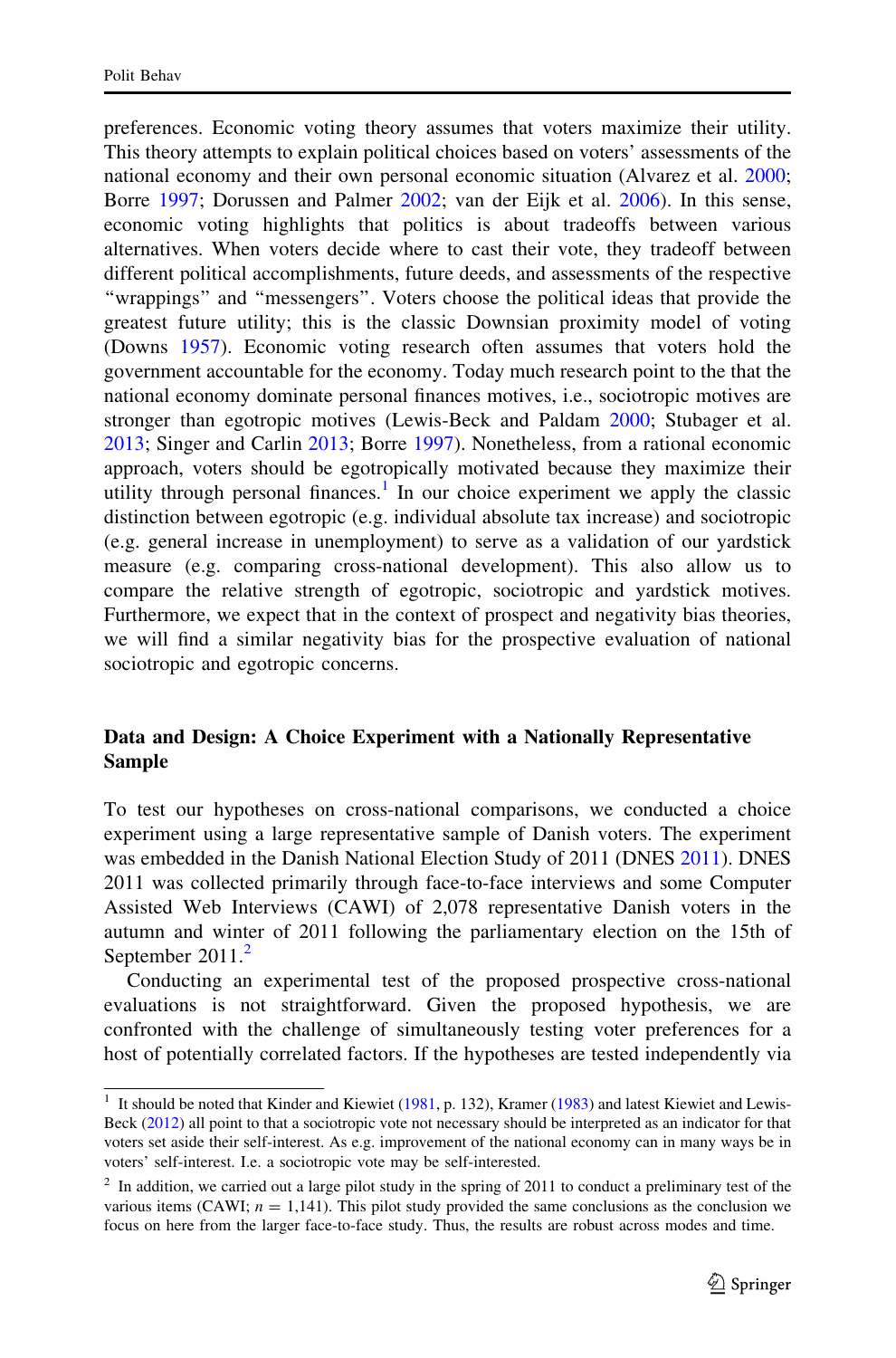preferences. Economic voting theory assumes that voters maximize their utility. This theory attempts to explain political choices based on voters' assessments of the national economy and their own personal economic situation (Alvarez et al. 2000; Borre 1997; Dorussen and Palmer 2002; van der Eijk et al. 2006). In this sense, economic voting highlights that politics is about tradeoffs between various alternatives. When voters decide where to cast their vote, they tradeoff between different political accomplishments, future deeds, and assessments of the respective "wrappings" and "messengers". Voters choose the political ideas that provide the greatest future utility; this is the classic Downsian proximity model of voting (Downs 1957). Economic voting research often assumes that voters hold the government accountable for the economy. Today much research point to the that the national economy dominate personal finances motives, i.e., sociotropic motives are stronger than egotropic motives (Lewis-Beck and Paldam 2000; Stubager et al. 2013; Singer and Carlin 2013; Borre 1997). Nonetheless, from a rational economic approach, voters should be egotropically motivated because they maximize their utility through personal finances.[1] In our choice experiment we apply the classic distinction between egotropic (e.g. individual absolute tax increase) and sociotropic (e.g. general increase in unemployment) to serve as a validation of our yardstick measure (e.g. comparing cross-national development). This also allow us to compare the relative strength of egotropic, sociotropic and yardstick motives. Furthermore, we expect that in the context of prospect and negativity bias theories, we will find a similar negativity bias for the prospective evaluation of national sociotropic and egotropic concerns.

## Data and Design: A Choice Experiment with a Nationally Representative Sample

To test our hypotheses on cross-national comparisons, we conducted a choice experiment using a large representative sample of Danish voters. The experiment was embedded in the Danish National Election Study of 2011 (DNES 2011). DNES 2011 was collected primarily through face-to-face interviews and some Computer Assisted Web Interviews (CAWI) of 2,078 representative Danish voters in the autumn and winter of 2011 following the parliamentary election on the 15th of September 2011.[2]

Conducting an experimental test of the proposed prospective cross-national evaluations is not straightforward. Given the proposed hypothesis, we are confronted with the challenge of simultaneously testing voter preferences for a host of potentially correlated factors. If the hypotheses are tested independently via

---

[1] It should be noted that Kinder and Kiewiet (1981, p. 132), Kramer (1983) and latest Kiewiet and Lewis-Beck (2012) all point to that a sociotropic vote not necessary should be interpreted as an indicator for that voters set aside their self-interest. As e.g. improvement of the national economy can in many ways be in voters' self-interest. I.e. a sociotropic vote may be self-interested.

[2] In addition, we carried out a large pilot study in the spring of 2011 to conduct a preliminary test of the various items (CAWI; $n = 1{,}141$). This pilot study provided the same conclusions as the conclusion we focus on here from the larger face-to-face study. Thus, the results are robust across modes and time.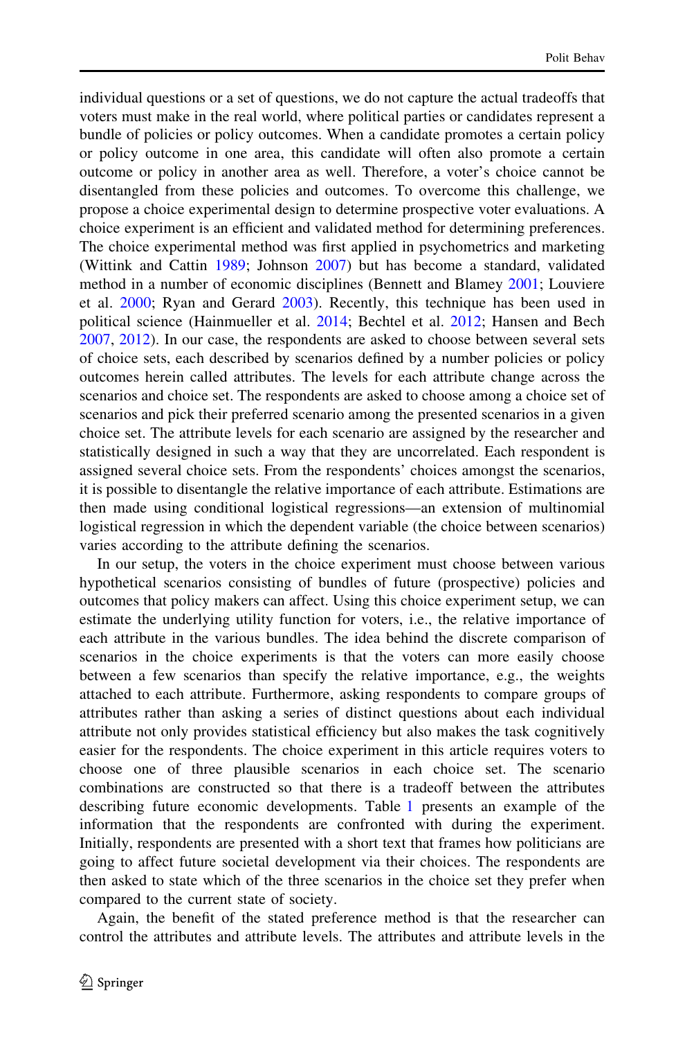individual questions or a set of questions, we do not capture the actual tradeoffs that voters must make in the real world, where political parties or candidates represent a bundle of policies or policy outcomes. When a candidate promotes a certain policy or policy outcome in one area, this candidate will often also promote a certain outcome or policy in another area as well. Therefore, a voter's choice cannot be disentangled from these policies and outcomes. To overcome this challenge, we propose a choice experimental design to determine prospective voter evaluations. A choice experiment is an efficient and validated method for determining preferences. The choice experimental method was first applied in psychometrics and marketing (Wittink and Cattin 1989; Johnson 2007) but has become a standard, validated method in a number of economic disciplines (Bennett and Blamey 2001; Louviere et al. 2000; Ryan and Gerard 2003). Recently, this technique has been used in political science (Hainmueller et al. 2014; Bechtel et al. 2012; Hansen and Bech 2007, 2012). In our case, the respondents are asked to choose between several sets of choice sets, each described by scenarios defined by a number policies or policy outcomes herein called attributes. The levels for each attribute change across the scenarios and choice set. The respondents are asked to choose among a choice set of scenarios and pick their preferred scenario among the presented scenarios in a given choice set. The attribute levels for each scenario are assigned by the researcher and statistically designed in such a way that they are uncorrelated. Each respondent is assigned several choice sets. From the respondents' choices amongst the scenarios, it is possible to disentangle the relative importance of each attribute. Estimations are then made using conditional logistical regressions—an extension of multinomial logistical regression in which the dependent variable (the choice between scenarios) varies according to the attribute defining the scenarios.

In our setup, the voters in the choice experiment must choose between various hypothetical scenarios consisting of bundles of future (prospective) policies and outcomes that policy makers can affect. Using this choice experiment setup, we can estimate the underlying utility function for voters, i.e., the relative importance of each attribute in the various bundles. The idea behind the discrete comparison of scenarios in the choice experiments is that the voters can more easily choose between a few scenarios than specify the relative importance, e.g., the weights attached to each attribute. Furthermore, asking respondents to compare groups of attributes rather than asking a series of distinct questions about each individual attribute not only provides statistical efficiency but also makes the task cognitively easier for the respondents. The choice experiment in this article requires voters to choose one of three plausible scenarios in each choice set. The scenario combinations are constructed so that there is a tradeoff between the attributes describing future economic developments. Table 1 presents an example of the information that the respondents are confronted with during the experiment. Initially, respondents are presented with a short text that frames how politicians are going to affect future societal development via their choices. The respondents are then asked to state which of the three scenarios in the choice set they prefer when compared to the current state of society.

Again, the benefit of the stated preference method is that the researcher can control the attributes and attribute levels. The attributes and attribute levels in the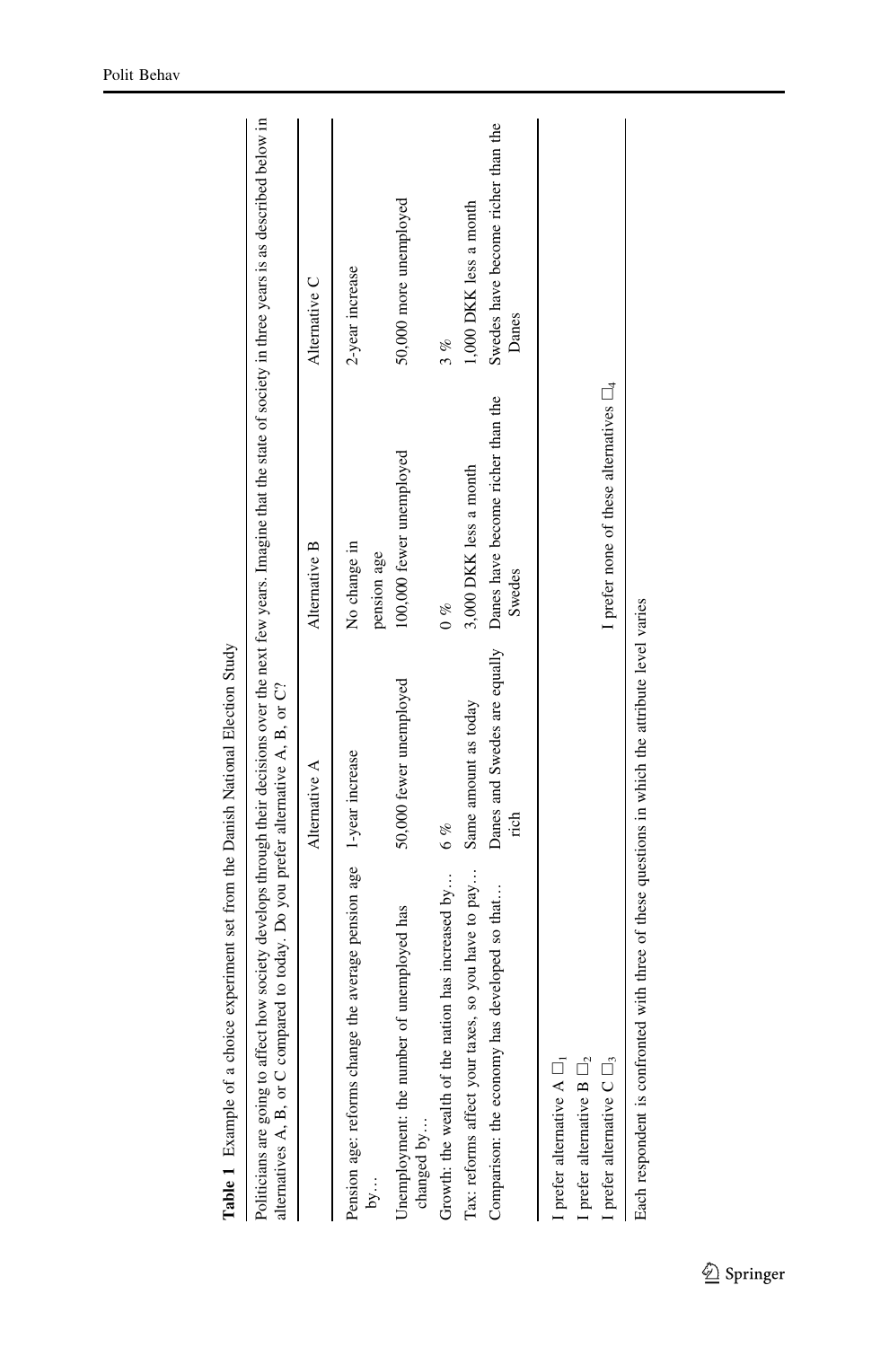**Table 1** Example of a choice experiment set from the Danish National Election Study

Politicians are going to affect how society develops through their decisions over the next few years. Imagine that the state of society in three years is as described below in alternatives A, B, or C compared to today. Do you prefer alternative A, B, or C?

| | Alternative A | Alternative B | Alternative C |
|---|---|---|---|
| Pension age: reforms change the average pension age by… | 1-year increase | No change in pension age | 2-year increase |
| Unemployment: the number of unemployed has changed by… | 50,000 fewer unemployed | 100,000 fewer unemployed | 50,000 more unemployed |
| Growth: the wealth of the nation has increased by… | 6 % | 0 % | 3 % |
| Tax: reforms affect your taxes, so you have to pay… | Same amount as today | 3,000 DKK less a month | 1,000 DKK less a month |
| Comparison: the economy has developed so that… | Danes and Swedes are equally rich | Danes have become richer than the Swedes | Swedes have become richer than the Danes |

I prefer alternative A □[1]

I prefer alternative B □[2]

I prefer alternative C □[3] — I prefer none of these alternatives □[4]

Each respondent is confronted with three of these questions in which the attribute level varies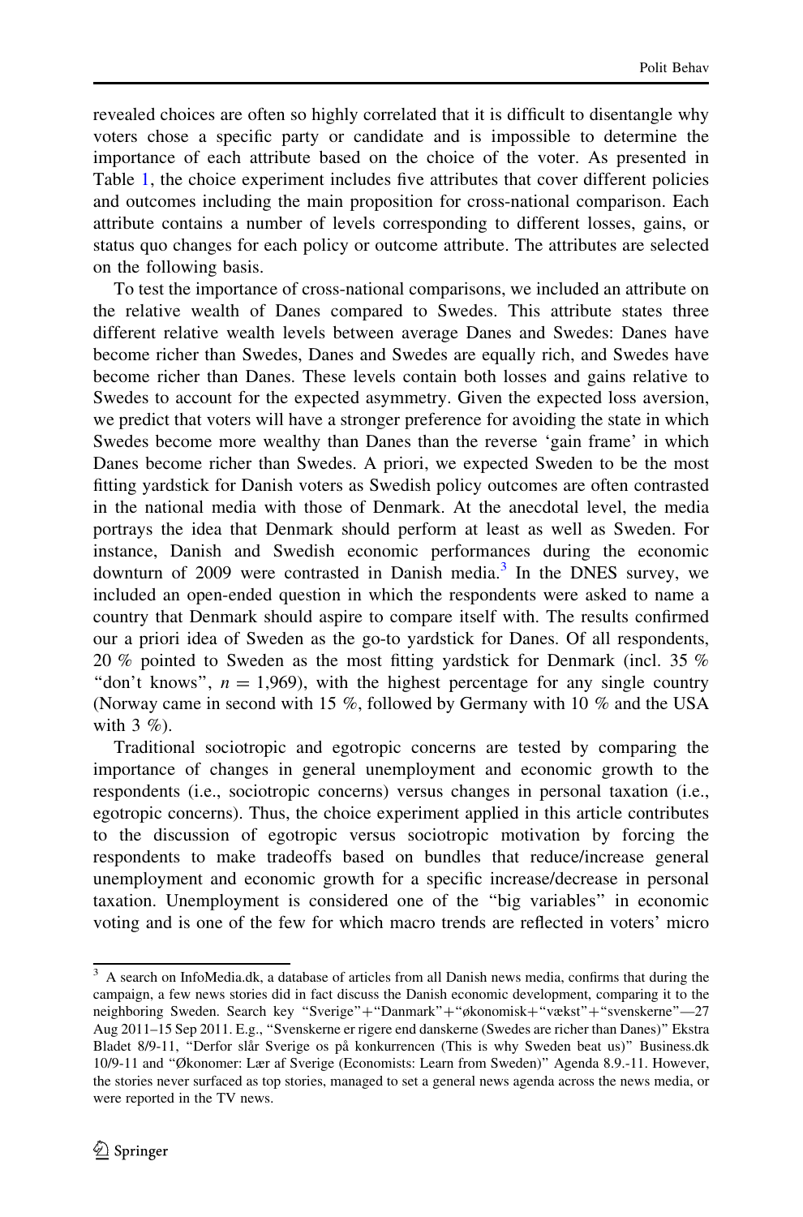revealed choices are often so highly correlated that it is difficult to disentangle why voters chose a specific party or candidate and is impossible to determine the importance of each attribute based on the choice of the voter. As presented in Table 1, the choice experiment includes five attributes that cover different policies and outcomes including the main proposition for cross-national comparison. Each attribute contains a number of levels corresponding to different losses, gains, or status quo changes for each policy or outcome attribute. The attributes are selected on the following basis.

To test the importance of cross-national comparisons, we included an attribute on the relative wealth of Danes compared to Swedes. This attribute states three different relative wealth levels between average Danes and Swedes: Danes have become richer than Swedes, Danes and Swedes are equally rich, and Swedes have become richer than Danes. These levels contain both losses and gains relative to Swedes to account for the expected asymmetry. Given the expected loss aversion, we predict that voters will have a stronger preference for avoiding the state in which Swedes become more wealthy than Danes than the reverse 'gain frame' in which Danes become richer than Swedes. A priori, we expected Sweden to be the most fitting yardstick for Danish voters as Swedish policy outcomes are often contrasted in the national media with those of Denmark. At the anecdotal level, the media portrays the idea that Denmark should perform at least as well as Sweden. For instance, Danish and Swedish economic performances during the economic downturn of 2009 were contrasted in Danish media.[3] In the DNES survey, we included an open-ended question in which the respondents were asked to name a country that Denmark should aspire to compare itself with. The results confirmed our a priori idea of Sweden as the go-to yardstick for Danes. Of all respondents, 20 % pointed to Sweden as the most fitting yardstick for Denmark (incl. 35 % "don't knows", $n = 1{,}969$), with the highest percentage for any single country (Norway came in second with 15 %, followed by Germany with 10 % and the USA with 3 %).

Traditional sociotropic and egotropic concerns are tested by comparing the importance of changes in general unemployment and economic growth to the respondents (i.e., sociotropic concerns) versus changes in personal taxation (i.e., egotropic concerns). Thus, the choice experiment applied in this article contributes to the discussion of egotropic versus sociotropic motivation by forcing the respondents to make tradeoffs based on bundles that reduce/increase general unemployment and economic growth for a specific increase/decrease in personal taxation. Unemployment is considered one of the "big variables" in economic voting and is one of the few for which macro trends are reflected in voters' micro

[3] A search on InfoMedia.dk, a database of articles from all Danish news media, confirms that during the campaign, a few news stories did in fact discuss the Danish economic development, comparing it to the neighboring Sweden. Search key "Sverige"+"Danmark"+"økonomisk+"vækst"+"svenskerne"—27 Aug 2011–15 Sep 2011. E.g., "Svenskerne er rigere end danskerne (Swedes are richer than Danes)" Ekstra Bladet 8/9-11, "Derfor slår Sverige os på konkurrencen (This is why Sweden beat us)" Business.dk 10/9-11 and "Økonomer: Lær af Sverige (Economists: Learn from Sweden)" Agenda 8.9.-11. However, the stories never surfaced as top stories, managed to set a general news agenda across the news media, or were reported in the TV news.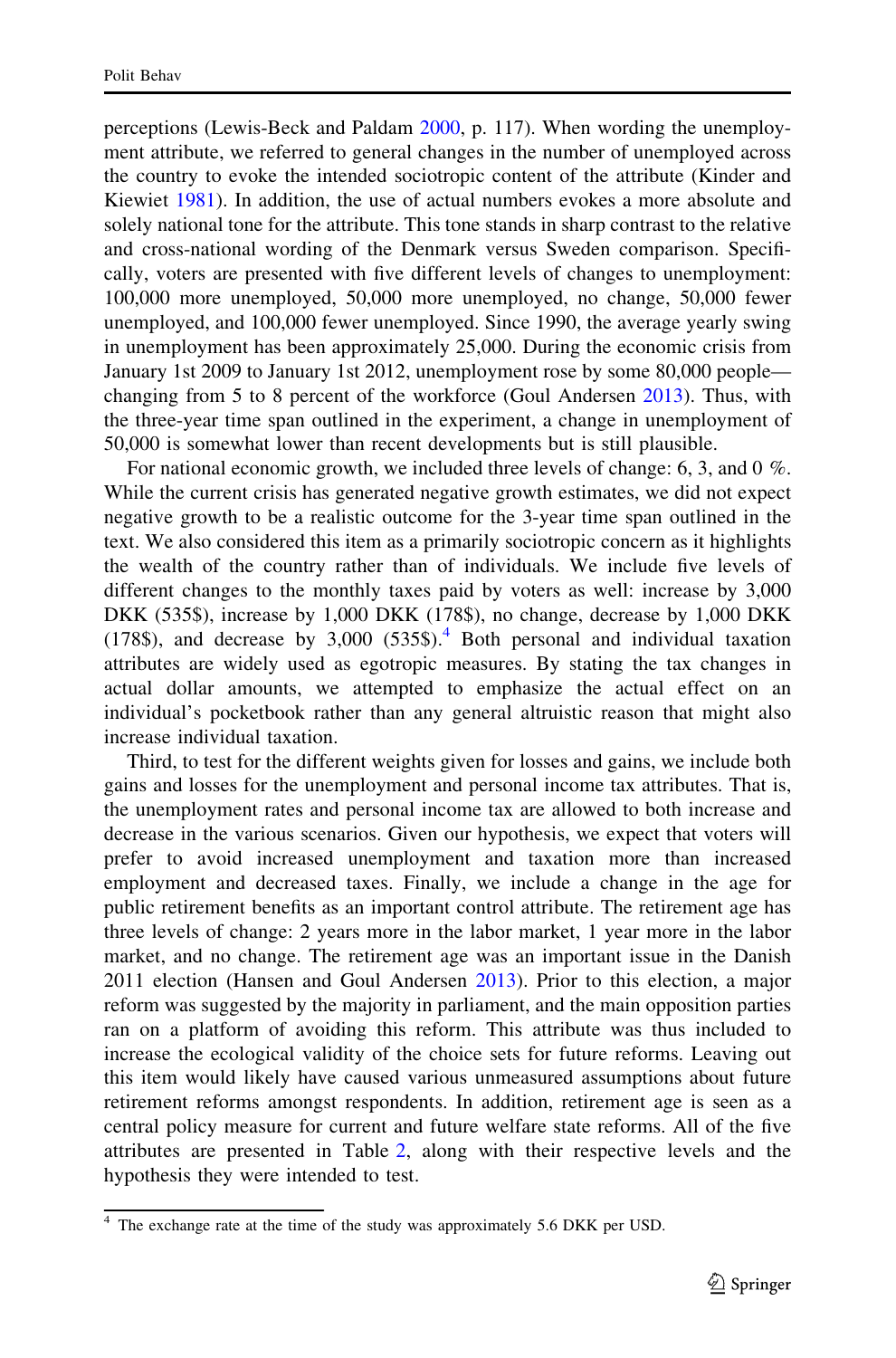perceptions (Lewis-Beck and Paldam 2000, p. 117). When wording the unemployment attribute, we referred to general changes in the number of unemployed across the country to evoke the intended sociotropic content of the attribute (Kinder and Kiewiet 1981). In addition, the use of actual numbers evokes a more absolute and solely national tone for the attribute. This tone stands in sharp contrast to the relative and cross-national wording of the Denmark versus Sweden comparison. Specifically, voters are presented with five different levels of changes to unemployment: 100,000 more unemployed, 50,000 more unemployed, no change, 50,000 fewer unemployed, and 100,000 fewer unemployed. Since 1990, the average yearly swing in unemployment has been approximately 25,000. During the economic crisis from January 1st 2009 to January 1st 2012, unemployment rose by some 80,000 people—changing from 5 to 8 percent of the workforce (Goul Andersen 2013). Thus, with the three-year time span outlined in the experiment, a change in unemployment of 50,000 is somewhat lower than recent developments but is still plausible.

For national economic growth, we included three levels of change: 6, 3, and 0 %. While the current crisis has generated negative growth estimates, we did not expect negative growth to be a realistic outcome for the 3-year time span outlined in the text. We also considered this item as a primarily sociotropic concern as it highlights the wealth of the country rather than of individuals. We include five levels of different changes to the monthly taxes paid by voters as well: increase by 3,000 DKK (535$), increase by 1,000 DKK (178$), no change, decrease by 1,000 DKK (178$), and decrease by 3,000 (535$).[4] Both personal and individual taxation attributes are widely used as egotropic measures. By stating the tax changes in actual dollar amounts, we attempted to emphasize the actual effect on an individual's pocketbook rather than any general altruistic reason that might also increase individual taxation.

Third, to test for the different weights given for losses and gains, we include both gains and losses for the unemployment and personal income tax attributes. That is, the unemployment rates and personal income tax are allowed to both increase and decrease in the various scenarios. Given our hypothesis, we expect that voters will prefer to avoid increased unemployment and taxation more than increased employment and decreased taxes. Finally, we include a change in the age for public retirement benefits as an important control attribute. The retirement age has three levels of change: 2 years more in the labor market, 1 year more in the labor market, and no change. The retirement age was an important issue in the Danish 2011 election (Hansen and Goul Andersen 2013). Prior to this election, a major reform was suggested by the majority in parliament, and the main opposition parties ran on a platform of avoiding this reform. This attribute was thus included to increase the ecological validity of the choice sets for future reforms. Leaving out this item would likely have caused various unmeasured assumptions about future retirement reforms amongst respondents. In addition, retirement age is seen as a central policy measure for current and future welfare state reforms. All of the five attributes are presented in Table 2, along with their respective levels and the hypothesis they were intended to test.

[4] The exchange rate at the time of the study was approximately 5.6 DKK per USD.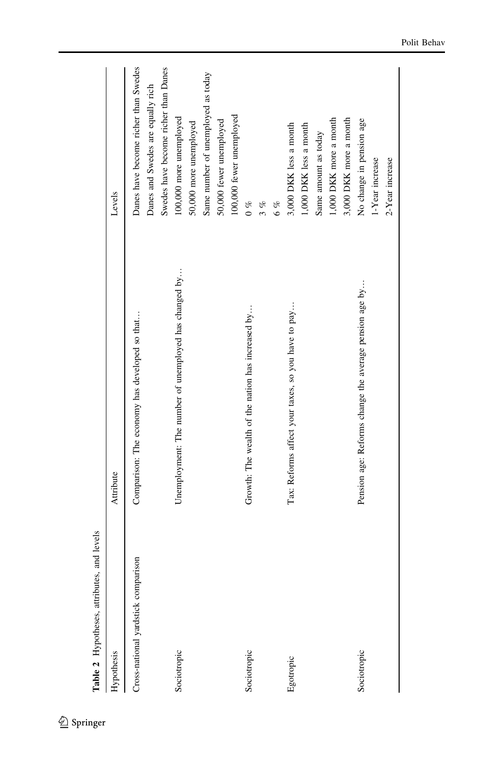**Table 2** Hypotheses, attributes, and levels

| Hypothesis | Attribute | Levels |
| --- | --- | --- |
| Cross-national yardstick comparison | Comparison: The economy has developed so that… | Danes have become richer than Swedes |
| | | Danes and Swedes are equally rich |
| | | Swedes have become richer than Danes |
| Sociotropic | Unemployment: The number of unemployed has changed by… | 100,000 more unemployed |
| | | 50,000 more unemployed |
| | | Same number of unemployed as today |
| | | 50,000 fewer unemployed |
| | | 100,000 fewer unemployed |
| Sociotropic | Growth: The wealth of the nation has increased by… | 0 % |
| | | 3 % |
| | | 6 % |
| Egotropic | Tax: Reforms affect your taxes, so you have to pay… | 3,000 DKK less a month |
| | | 1,000 DKK less a month |
| | | Same amount as today |
| | | 1,000 DKK more a month |
| | | 3,000 DKK more a month |
| Sociotropic | Pension age: Reforms change the average pension age by… | No change in pension age |
| | | 1-Year increase |
| | | 2-Year increase |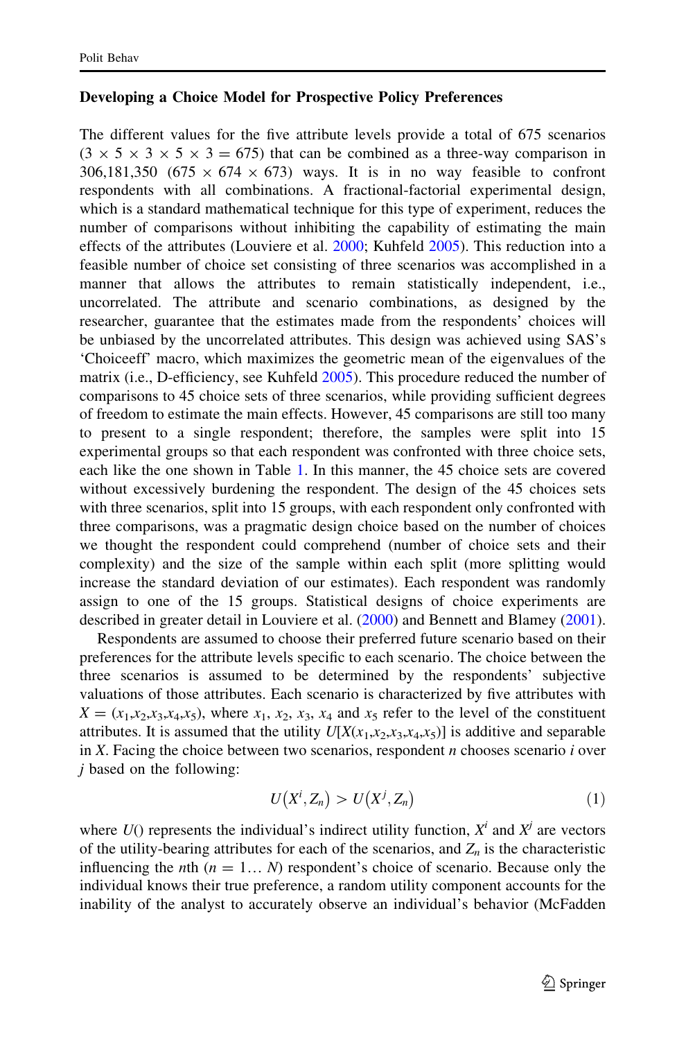### Developing a Choice Model for Prospective Policy Preferences

The different values for the five attribute levels provide a total of 675 scenarios ($3 \times 5 \times 3 \times 5 \times 3 = 675$) that can be combined as a three-way comparison in 306,181,350 ($675 \times 674 \times 673$) ways. It is in no way feasible to confront respondents with all combinations. A fractional-factorial experimental design, which is a standard mathematical technique for this type of experiment, reduces the number of comparisons without inhibiting the capability of estimating the main effects of the attributes (Louviere et al. 2000; Kuhfeld 2005). This reduction into a feasible number of choice set consisting of three scenarios was accomplished in a manner that allows the attributes to remain statistically independent, i.e., uncorrelated. The attribute and scenario combinations, as designed by the researcher, guarantee that the estimates made from the respondents' choices will be unbiased by the uncorrelated attributes. This design was achieved using SAS's 'Choiceeff' macro, which maximizes the geometric mean of the eigenvalues of the matrix (i.e., D-efficiency, see Kuhfeld 2005). This procedure reduced the number of comparisons to 45 choice sets of three scenarios, while providing sufficient degrees of freedom to estimate the main effects. However, 45 comparisons are still too many to present to a single respondent; therefore, the samples were split into 15 experimental groups so that each respondent was confronted with three choice sets, each like the one shown in Table 1. In this manner, the 45 choice sets are covered without excessively burdening the respondent. The design of the 45 choices sets with three scenarios, split into 15 groups, with each respondent only confronted with three comparisons, was a pragmatic design choice based on the number of choices we thought the respondent could comprehend (number of choice sets and their complexity) and the size of the sample within each split (more splitting would increase the standard deviation of our estimates). Each respondent was randomly assign to one of the 15 groups. Statistical designs of choice experiments are described in greater detail in Louviere et al. (2000) and Bennett and Blamey (2001).

Respondents are assumed to choose their preferred future scenario based on their preferences for the attribute levels specific to each scenario. The choice between the three scenarios is assumed to be determined by the respondents' subjective valuations of those attributes. Each scenario is characterized by five attributes with $X = (x_1, x_2, x_3, x_4, x_5)$, where $x_1$, $x_2$, $x_3$, $x_4$ and $x_5$ refer to the level of the constituent attributes. It is assumed that the utility $U[X(x_1, x_2, x_3, x_4, x_5)]$ is additive and separable in $X$. Facing the choice between two scenarios, respondent $n$ chooses scenario $i$ over $j$ based on the following:

$$U\left(X^i, Z_n\right) > U\left(X^j, Z_n\right) \tag{1}$$

where $U()$ represents the individual's indirect utility function, $X^i$ and $X^j$ are vectors of the utility-bearing attributes for each of the scenarios, and $Z_n$ is the characteristic influencing the $n$th ($n = 1 \ldots N$) respondent's choice of scenario. Because only the individual knows their true preference, a random utility component accounts for the inability of the analyst to accurately observe an individual's behavior (McFadden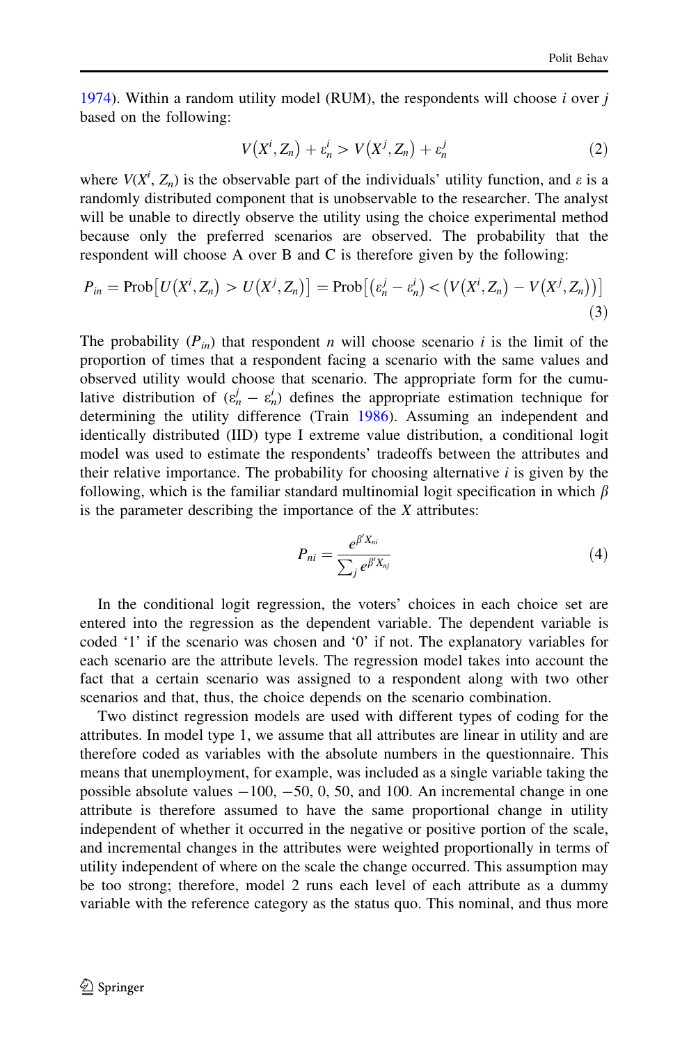1974). Within a random utility model (RUM), the respondents will choose $i$ over $j$ based on the following:

$$V(X^i, Z_n) + \varepsilon_n^i > V(X^j, Z_n) + \varepsilon_n^j \tag{2}$$

where $V(X^i, Z_n)$ is the observable part of the individuals' utility function, and $\varepsilon$ is a randomly distributed component that is unobservable to the researcher. The analyst will be unable to directly observe the utility using the choice experimental method because only the preferred scenarios are observed. The probability that the respondent will choose A over B and C is therefore given by the following:

$$P_{in} = \text{Prob}\left[U(X^i, Z_n) > U(X^j, Z_n)\right] = \text{Prob}\left[\left(\varepsilon_n^j - \varepsilon_n^i\right) < \left(V(X^i, Z_n) - V(X^j, Z_n)\right)\right] \tag{3}$$

The probability ($P_{in}$) that respondent $n$ will choose scenario $i$ is the limit of the proportion of times that a respondent facing a scenario with the same values and observed utility would choose that scenario. The appropriate form for the cumulative distribution of ($\varepsilon_n^j - \varepsilon_n^i$) defines the appropriate estimation technique for determining the utility difference (Train 1986). Assuming an independent and identically distributed (IID) type I extreme value distribution, a conditional logit model was used to estimate the respondents' tradeoffs between the attributes and their relative importance. The probability for choosing alternative $i$ is given by the following, which is the familiar standard multinomial logit specification in which $\beta$ is the parameter describing the importance of the $X$ attributes:

$$P_{ni} = \frac{e^{\beta' X_{ni}}}{\sum_j e^{\beta' X_{nj}}} \tag{4}$$

In the conditional logit regression, the voters' choices in each choice set are entered into the regression as the dependent variable. The dependent variable is coded '1' if the scenario was chosen and '0' if not. The explanatory variables for each scenario are the attribute levels. The regression model takes into account the fact that a certain scenario was assigned to a respondent along with two other scenarios and that, thus, the choice depends on the scenario combination.

Two distinct regression models are used with different types of coding for the attributes. In model type 1, we assume that all attributes are linear in utility and are therefore coded as variables with the absolute numbers in the questionnaire. This means that unemployment, for example, was included as a single variable taking the possible absolute values −100, −50, 0, 50, and 100. An incremental change in one attribute is therefore assumed to have the same proportional change in utility independent of whether it occurred in the negative or positive portion of the scale, and incremental changes in the attributes were weighted proportionally in terms of utility independent of where on the scale the change occurred. This assumption may be too strong; therefore, model 2 runs each level of each attribute as a dummy variable with the reference category as the status quo. This nominal, and thus more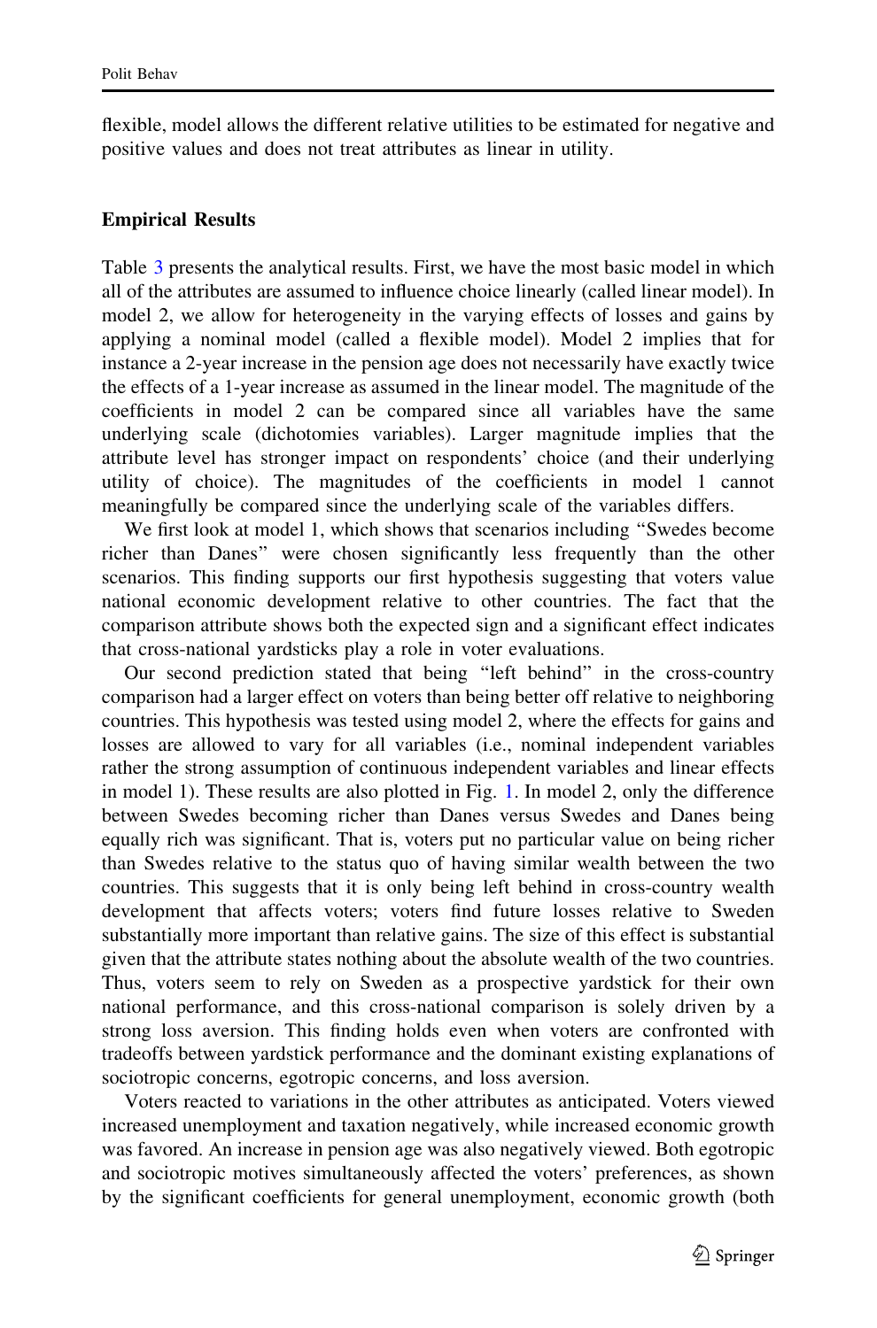flexible, model allows the different relative utilities to be estimated for negative and positive values and does not treat attributes as linear in utility.

### Empirical Results

Table 3 presents the analytical results. First, we have the most basic model in which all of the attributes are assumed to influence choice linearly (called linear model). In model 2, we allow for heterogeneity in the varying effects of losses and gains by applying a nominal model (called a flexible model). Model 2 implies that for instance a 2-year increase in the pension age does not necessarily have exactly twice the effects of a 1-year increase as assumed in the linear model. The magnitude of the coefficients in model 2 can be compared since all variables have the same underlying scale (dichotomies variables). Larger magnitude implies that the attribute level has stronger impact on respondents' choice (and their underlying utility of choice). The magnitudes of the coefficients in model 1 cannot meaningfully be compared since the underlying scale of the variables differs.

We first look at model 1, which shows that scenarios including "Swedes become richer than Danes" were chosen significantly less frequently than the other scenarios. This finding supports our first hypothesis suggesting that voters value national economic development relative to other countries. The fact that the comparison attribute shows both the expected sign and a significant effect indicates that cross-national yardsticks play a role in voter evaluations.

Our second prediction stated that being "left behind" in the cross-country comparison had a larger effect on voters than being better off relative to neighboring countries. This hypothesis was tested using model 2, where the effects for gains and losses are allowed to vary for all variables (i.e., nominal independent variables rather the strong assumption of continuous independent variables and linear effects in model 1). These results are also plotted in Fig. 1. In model 2, only the difference between Swedes becoming richer than Danes versus Swedes and Danes being equally rich was significant. That is, voters put no particular value on being richer than Swedes relative to the status quo of having similar wealth between the two countries. This suggests that it is only being left behind in cross-country wealth development that affects voters; voters find future losses relative to Sweden substantially more important than relative gains. The size of this effect is substantial given that the attribute states nothing about the absolute wealth of the two countries. Thus, voters seem to rely on Sweden as a prospective yardstick for their own national performance, and this cross-national comparison is solely driven by a strong loss aversion. This finding holds even when voters are confronted with tradeoffs between yardstick performance and the dominant existing explanations of sociotropic concerns, egotropic concerns, and loss aversion.

Voters reacted to variations in the other attributes as anticipated. Voters viewed increased unemployment and taxation negatively, while increased economic growth was favored. An increase in pension age was also negatively viewed. Both egotropic and sociotropic motives simultaneously affected the voters' preferences, as shown by the significant coefficients for general unemployment, economic growth (both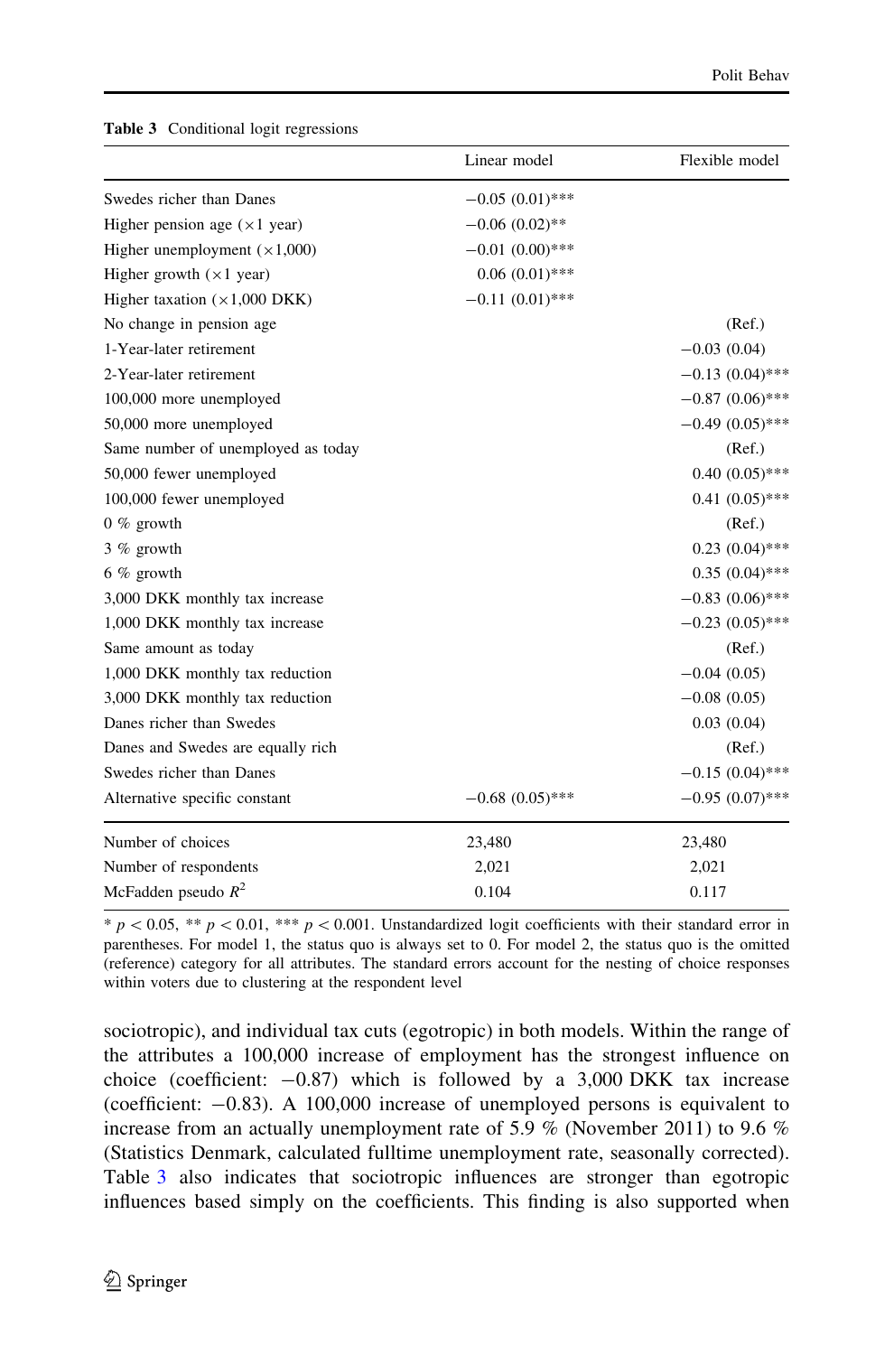**Table 3** Conditional logit regressions

| | Linear model | Flexible model |
|---|---|---|
| Swedes richer than Danes | −0.05 (0.01)*** | |
| Higher pension age (×1 year) | −0.06 (0.02)** | |
| Higher unemployment (×1,000) | −0.01 (0.00)*** | |
| Higher growth (×1 year) | 0.06 (0.01)*** | |
| Higher taxation (×1,000 DKK) | −0.11 (0.01)*** | |
| No change in pension age | | (Ref.) |
| 1-Year-later retirement | | −0.03 (0.04) |
| 2-Year-later retirement | | −0.13 (0.04)*** |
| 100,000 more unemployed | | −0.87 (0.06)*** |
| 50,000 more unemployed | | −0.49 (0.05)*** |
| Same number of unemployed as today | | (Ref.) |
| 50,000 fewer unemployed | | 0.40 (0.05)*** |
| 100,000 fewer unemployed | | 0.41 (0.05)*** |
| 0 % growth | | (Ref.) |
| 3 % growth | | 0.23 (0.04)*** |
| 6 % growth | | 0.35 (0.04)*** |
| 3,000 DKK monthly tax increase | | −0.83 (0.06)*** |
| 1,000 DKK monthly tax increase | | −0.23 (0.05)*** |
| Same amount as today | | (Ref.) |
| 1,000 DKK monthly tax reduction | | −0.04 (0.05) |
| 3,000 DKK monthly tax reduction | | −0.08 (0.05) |
| Danes richer than Swedes | | 0.03 (0.04) |
| Danes and Swedes are equally rich | | (Ref.) |
| Swedes richer than Danes | | −0.15 (0.04)*** |
| Alternative specific constant | −0.68 (0.05)*** | −0.95 (0.07)*** |
| Number of choices | 23,480 | 23,480 |
| Number of respondents | 2,021 | 2,021 |
| McFadden pseudo $R^2$ | 0.104 | 0.117 |

\* $p < 0.05$, \*\* $p < 0.01$, \*\*\* $p < 0.001$. Unstandardized logit coefficients with their standard error in parentheses. For model 1, the status quo is always set to 0. For model 2, the status quo is the omitted (reference) category for all attributes. The standard errors account for the nesting of choice responses within voters due to clustering at the respondent level

sociotropic), and individual tax cuts (egotropic) in both models. Within the range of the attributes a 100,000 increase of employment has the strongest influence on choice (coefficient: −0.87) which is followed by a 3,000 DKK tax increase (coefficient: −0.83). A 100,000 increase of unemployed persons is equivalent to increase from an actually unemployment rate of 5.9 % (November 2011) to 9.6 % (Statistics Denmark, calculated fulltime unemployment rate, seasonally corrected). Table 3 also indicates that sociotropic influences are stronger than egotropic influences based simply on the coefficients. This finding is also supported when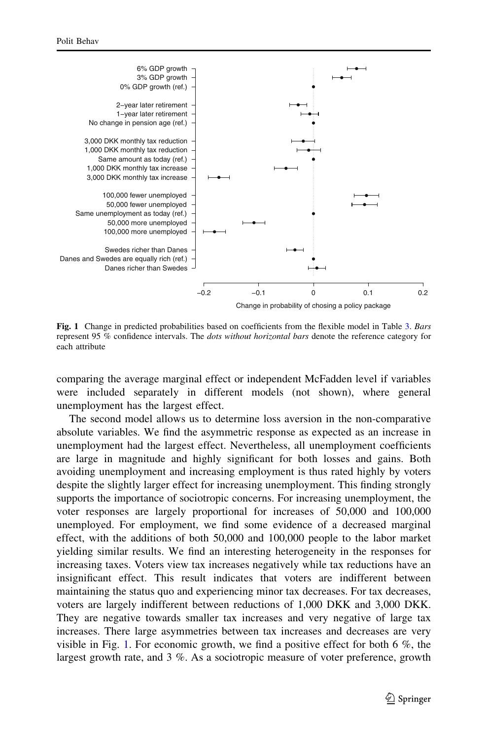6% GDP growth
3% GDP growth
0% GDP growth (ref.)
2–year later retirement
1–year later retirement
No change in pension age (ref.)
3,000 DKK monthly tax reduction
1,000 DKK monthly tax reduction
Same amount as today (ref.)
1,000 DKK monthly tax increase
3,000 DKK monthly tax increase
100,000 fewer unemployed
50,000 fewer unemployed
Same unemployment as today (ref.)
50,000 more unemployed
100,000 more unemployed
Swedes richer than Danes
Danes and Swedes are equally rich (ref.)
Danes richer than Swedes

−0.2 −0.1 0 0.1 0.2

Change in probability of chosing a policy package

**Fig. 1** Change in predicted probabilities based on coefficients from the flexible model in Table 3. *Bars* represent 95 % confidence intervals. The *dots without horizontal bars* denote the reference category for each attribute

comparing the average marginal effect or independent McFadden level if variables were included separately in different models (not shown), where general unemployment has the largest effect.

The second model allows us to determine loss aversion in the non-comparative absolute variables. We find the asymmetric response as expected as an increase in unemployment had the largest effect. Nevertheless, all unemployment coefficients are large in magnitude and highly significant for both losses and gains. Both avoiding unemployment and increasing employment is thus rated highly by voters despite the slightly larger effect for increasing unemployment. This finding strongly supports the importance of sociotropic concerns. For increasing unemployment, the voter responses are largely proportional for increases of 50,000 and 100,000 unemployed. For employment, we find some evidence of a decreased marginal effect, with the additions of both 50,000 and 100,000 people to the labor market yielding similar results. We find an interesting heterogeneity in the responses for increasing taxes. Voters view tax increases negatively while tax reductions have an insignificant effect. This result indicates that voters are indifferent between maintaining the status quo and experiencing minor tax decreases. For tax decreases, voters are largely indifferent between reductions of 1,000 DKK and 3,000 DKK. They are negative towards smaller tax increases and very negative of large tax increases. There large asymmetries between tax increases and decreases are very visible in Fig. 1. For economic growth, we find a positive effect for both 6 %, the largest growth rate, and 3 %. As a sociotropic measure of voter preference, growth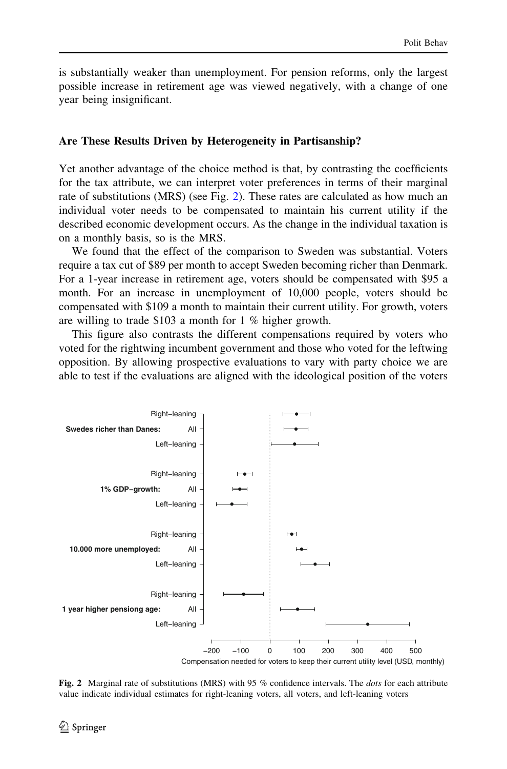is substantially weaker than unemployment. For pension reforms, only the largest possible increase in retirement age was viewed negatively, with a change of one year being insignificant.

### Are These Results Driven by Heterogeneity in Partisanship?

Yet another advantage of the choice method is that, by contrasting the coefficients for the tax attribute, we can interpret voter preferences in terms of their marginal rate of substitutions (MRS) (see Fig. 2). These rates are calculated as how much an individual voter needs to be compensated to maintain his current utility if the described economic development occurs. As the change in the individual taxation is on a monthly basis, so is the MRS.

We found that the effect of the comparison to Sweden was substantial. Voters require a tax cut of $89 per month to accept Sweden becoming richer than Denmark. For a 1-year increase in retirement age, voters should be compensated with $95 a month. For an increase in unemployment of 10,000 people, voters should be compensated with $109 a month to maintain their current utility. For growth, voters are willing to trade $103 a month for 1 % higher growth.

This figure also contrasts the different compensations required by voters who voted for the rightwing incumbent government and those who voted for the leftwing opposition. By allowing prospective evaluations to vary with party choice we are able to test if the evaluations are aligned with the ideological position of the voters

Swedes richer than Danes: Right–leaning, All, Left–leaning

1% GDP–growth: Right–leaning, All, Left–leaning

10.000 more unemployed: Right–leaning, All, Left–leaning

1 year higher pensiong age: Right–leaning, All, Left–leaning

−200 −100 0 100 200 300 400 500

Compensation needed for voters to keep their current utility level (USD, monthly)

**Fig. 2** Marginal rate of substitutions (MRS) with 95 % confidence intervals. The *dots* for each attribute value indicate individual estimates for right-leaning voters, all voters, and left-leaning voters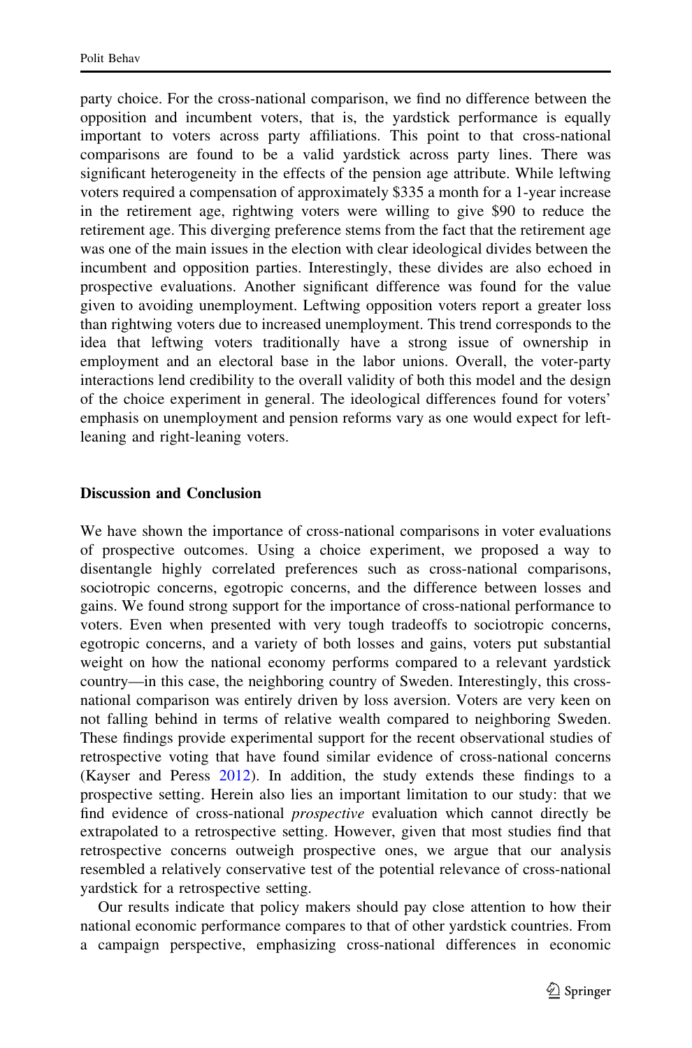party choice. For the cross-national comparison, we find no difference between the opposition and incumbent voters, that is, the yardstick performance is equally important to voters across party affiliations. This point to that cross-national comparisons are found to be a valid yardstick across party lines. There was significant heterogeneity in the effects of the pension age attribute. While leftwing voters required a compensation of approximately $335 a month for a 1-year increase in the retirement age, rightwing voters were willing to give $90 to reduce the retirement age. This diverging preference stems from the fact that the retirement age was one of the main issues in the election with clear ideological divides between the incumbent and opposition parties. Interestingly, these divides are also echoed in prospective evaluations. Another significant difference was found for the value given to avoiding unemployment. Leftwing opposition voters report a greater loss than rightwing voters due to increased unemployment. This trend corresponds to the idea that leftwing voters traditionally have a strong issue of ownership in employment and an electoral base in the labor unions. Overall, the voter-party interactions lend credibility to the overall validity of both this model and the design of the choice experiment in general. The ideological differences found for voters' emphasis on unemployment and pension reforms vary as one would expect for left-leaning and right-leaning voters.

## Discussion and Conclusion

We have shown the importance of cross-national comparisons in voter evaluations of prospective outcomes. Using a choice experiment, we proposed a way to disentangle highly correlated preferences such as cross-national comparisons, sociotropic concerns, egotropic concerns, and the difference between losses and gains. We found strong support for the importance of cross-national performance to voters. Even when presented with very tough tradeoffs to sociotropic concerns, egotropic concerns, and a variety of both losses and gains, voters put substantial weight on how the national economy performs compared to a relevant yardstick country—in this case, the neighboring country of Sweden. Interestingly, this cross-national comparison was entirely driven by loss aversion. Voters are very keen on not falling behind in terms of relative wealth compared to neighboring Sweden. These findings provide experimental support for the recent observational studies of retrospective voting that have found similar evidence of cross-national concerns (Kayser and Peress 2012). In addition, the study extends these findings to a prospective setting. Herein also lies an important limitation to our study: that we find evidence of cross-national *prospective* evaluation which cannot directly be extrapolated to a retrospective setting. However, given that most studies find that retrospective concerns outweigh prospective ones, we argue that our analysis resembled a relatively conservative test of the potential relevance of cross-national yardstick for a retrospective setting.

Our results indicate that policy makers should pay close attention to how their national economic performance compares to that of other yardstick countries. From a campaign perspective, emphasizing cross-national differences in economic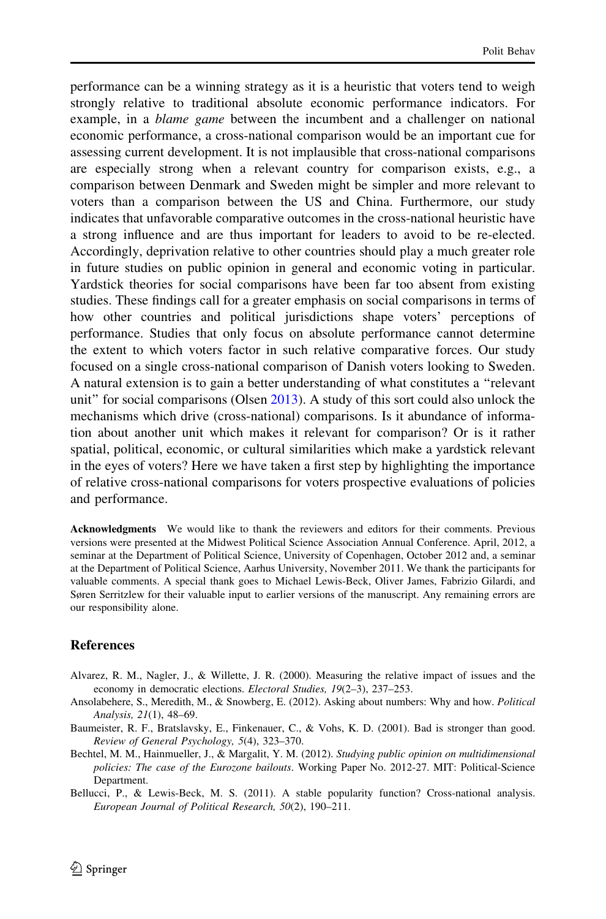performance can be a winning strategy as it is a heuristic that voters tend to weigh strongly relative to traditional absolute economic performance indicators. For example, in a *blame game* between the incumbent and a challenger on national economic performance, a cross-national comparison would be an important cue for assessing current development. It is not implausible that cross-national comparisons are especially strong when a relevant country for comparison exists, e.g., a comparison between Denmark and Sweden might be simpler and more relevant to voters than a comparison between the US and China. Furthermore, our study indicates that unfavorable comparative outcomes in the cross-national heuristic have a strong influence and are thus important for leaders to avoid to be re-elected. Accordingly, deprivation relative to other countries should play a much greater role in future studies on public opinion in general and economic voting in particular. Yardstick theories for social comparisons have been far too absent from existing studies. These findings call for a greater emphasis on social comparisons in terms of how other countries and political jurisdictions shape voters' perceptions of performance. Studies that only focus on absolute performance cannot determine the extent to which voters factor in such relative comparative forces. Our study focused on a single cross-national comparison of Danish voters looking to Sweden. A natural extension is to gain a better understanding of what constitutes a "relevant unit" for social comparisons (Olsen 2013). A study of this sort could also unlock the mechanisms which drive (cross-national) comparisons. Is it abundance of information about another unit which makes it relevant for comparison? Or is it rather spatial, political, economic, or cultural similarities which make a yardstick relevant in the eyes of voters? Here we have taken a first step by highlighting the importance of relative cross-national comparisons for voters prospective evaluations of policies and performance.

**Acknowledgments** We would like to thank the reviewers and editors for their comments. Previous versions were presented at the Midwest Political Science Association Annual Conference. April, 2012, a seminar at the Department of Political Science, University of Copenhagen, October 2012 and, a seminar at the Department of Political Science, Aarhus University, November 2011. We thank the participants for valuable comments. A special thank goes to Michael Lewis-Beck, Oliver James, Fabrizio Gilardi, and Søren Serritzlew for their valuable input to earlier versions of the manuscript. Any remaining errors are our responsibility alone.

## References

Alvarez, R. M., Nagler, J., & Willette, J. R. (2000). Measuring the relative impact of issues and the economy in democratic elections. *Electoral Studies, 19*(2–3), 237–253.

Ansolabehere, S., Meredith, M., & Snowberg, E. (2012). Asking about numbers: Why and how. *Political Analysis, 21*(1), 48–69.

Baumeister, R. F., Bratslavsky, E., Finkenauer, C., & Vohs, K. D. (2001). Bad is stronger than good. *Review of General Psychology, 5*(4), 323–370.

Bechtel, M. M., Hainmueller, J., & Margalit, Y. M. (2012). *Studying public opinion on multidimensional policies: The case of the Eurozone bailouts*. Working Paper No. 2012-27. MIT: Political-Science Department.

Bellucci, P., & Lewis-Beck, M. S. (2011). A stable popularity function? Cross-national analysis. *European Journal of Political Research, 50*(2), 190–211.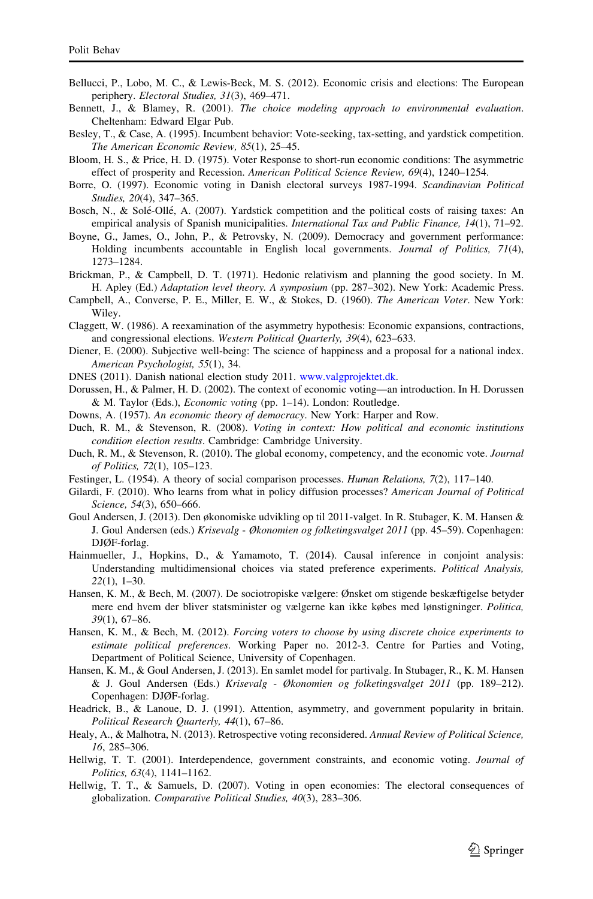Bellucci, P., Lobo, M. C., & Lewis-Beck, M. S. (2012). Economic crisis and elections: The European periphery. *Electoral Studies, 31*(3), 469–471.

Bennett, J., & Blamey, R. (2001). *The choice modeling approach to environmental evaluation*. Cheltenham: Edward Elgar Pub.

Besley, T., & Case, A. (1995). Incumbent behavior: Vote-seeking, tax-setting, and yardstick competition. *The American Economic Review, 85*(1), 25–45.

Bloom, H. S., & Price, H. D. (1975). Voter Response to short-run economic conditions: The asymmetric effect of prosperity and Recession. *American Political Science Review, 69*(4), 1240–1254.

Borre, O. (1997). Economic voting in Danish electoral surveys 1987-1994. *Scandinavian Political Studies, 20*(4), 347–365.

Bosch, N., & Solé-Ollé, A. (2007). Yardstick competition and the political costs of raising taxes: An empirical analysis of Spanish municipalities. *International Tax and Public Finance, 14*(1), 71–92.

Boyne, G., James, O., John, P., & Petrovsky, N. (2009). Democracy and government performance: Holding incumbents accountable in English local governments. *Journal of Politics, 71*(4), 1273–1284.

Brickman, P., & Campbell, D. T. (1971). Hedonic relativism and planning the good society. In M. H. Apley (Ed.) *Adaptation level theory. A symposium* (pp. 287–302). New York: Academic Press.

Campbell, A., Converse, P. E., Miller, E. W., & Stokes, D. (1960). *The American Voter*. New York: Wiley.

Claggett, W. (1986). A reexamination of the asymmetry hypothesis: Economic expansions, contractions, and congressional elections. *Western Political Quarterly, 39*(4), 623–633.

Diener, E. (2000). Subjective well-being: The science of happiness and a proposal for a national index. *American Psychologist, 55*(1), 34.

DNES (2011). Danish national election study 2011. www.valgprojektet.dk.

Dorussen, H., & Palmer, H. D. (2002). The context of economic voting—an introduction. In H. Dorussen & M. Taylor (Eds.), *Economic voting* (pp. 1–14). London: Routledge.

Downs, A. (1957). *An economic theory of democracy*. New York: Harper and Row.

Duch, R. M., & Stevenson, R. (2008). *Voting in context: How political and economic institutions condition election results*. Cambridge: Cambridge University.

Duch, R. M., & Stevenson, R. (2010). The global economy, competency, and the economic vote. *Journal of Politics, 72*(1), 105–123.

Festinger, L. (1954). A theory of social comparison processes. *Human Relations, 7*(2), 117–140.

Gilardi, F. (2010). Who learns from what in policy diffusion processes? *American Journal of Political Science, 54*(3), 650–666.

Goul Andersen, J. (2013). Den økonomiske udvikling op til 2011-valget. In R. Stubager, K. M. Hansen & J. Goul Andersen (eds.) *Krisevalg - Økonomien og folketingsvalget 2011* (pp. 45–59). Copenhagen: DJØF-forlag.

Hainmueller, J., Hopkins, D., & Yamamoto, T. (2014). Causal inference in conjoint analysis: Understanding multidimensional choices via stated preference experiments. *Political Analysis, 22*(1), 1–30.

Hansen, K. M., & Bech, M. (2007). De sociotropiske vælgere: Ønsket om stigende beskæftigelse betyder mere end hvem der bliver statsminister og vælgerne kan ikke købes med lønstigninger. *Politica, 39*(1), 67–86.

Hansen, K. M., & Bech, M. (2012). *Forcing voters to choose by using discrete choice experiments to estimate political preferences*. Working Paper no. 2012-3. Centre for Parties and Voting, Department of Political Science, University of Copenhagen.

Hansen, K. M., & Goul Andersen, J. (2013). En samlet model for partivalg. In Stubager, R., K. M. Hansen & J. Goul Andersen (Eds.) *Krisevalg - Økonomien og folketingsvalget 2011* (pp. 189–212). Copenhagen: DJØF-forlag.

Headrick, B., & Lanoue, D. J. (1991). Attention, asymmetry, and government popularity in britain. *Political Research Quarterly, 44*(1), 67–86.

Healy, A., & Malhotra, N. (2013). Retrospective voting reconsidered. *Annual Review of Political Science, 16*, 285–306.

Hellwig, T. T. (2001). Interdependence, government constraints, and economic voting. *Journal of Politics, 63*(4), 1141–1162.

Hellwig, T. T., & Samuels, D. (2007). Voting in open economies: The electoral consequences of globalization. *Comparative Political Studies, 40*(3), 283–306.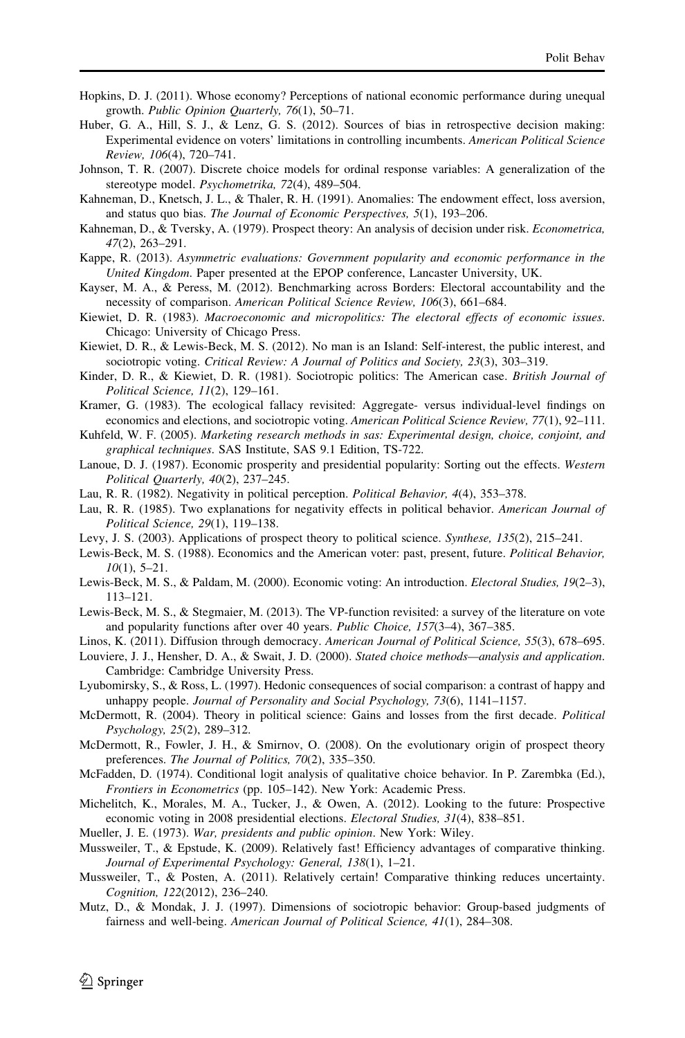Hopkins, D. J. (2011). Whose economy? Perceptions of national economic performance during unequal growth. *Public Opinion Quarterly, 76*(1), 50–71.

Huber, G. A., Hill, S. J., & Lenz, G. S. (2012). Sources of bias in retrospective decision making: Experimental evidence on voters' limitations in controlling incumbents. *American Political Science Review, 106*(4), 720–741.

Johnson, T. R. (2007). Discrete choice models for ordinal response variables: A generalization of the stereotype model. *Psychometrika, 72*(4), 489–504.

Kahneman, D., Knetsch, J. L., & Thaler, R. H. (1991). Anomalies: The endowment effect, loss aversion, and status quo bias. *The Journal of Economic Perspectives, 5*(1), 193–206.

Kahneman, D., & Tversky, A. (1979). Prospect theory: An analysis of decision under risk. *Econometrica, 47*(2), 263–291.

Kappe, R. (2013). *Asymmetric evaluations: Government popularity and economic performance in the United Kingdom*. Paper presented at the EPOP conference, Lancaster University, UK.

Kayser, M. A., & Peress, M. (2012). Benchmarking across Borders: Electoral accountability and the necessity of comparison. *American Political Science Review, 106*(3), 661–684.

Kiewiet, D. R. (1983). *Macroeconomic and micropolitics: The electoral effects of economic issues*. Chicago: University of Chicago Press.

Kiewiet, D. R., & Lewis-Beck, M. S. (2012). No man is an Island: Self-interest, the public interest, and sociotropic voting. *Critical Review: A Journal of Politics and Society, 23*(3), 303–319.

Kinder, D. R., & Kiewiet, D. R. (1981). Sociotropic politics: The American case. *British Journal of Political Science, 11*(2), 129–161.

Kramer, G. (1983). The ecological fallacy revisited: Aggregate- versus individual-level findings on economics and elections, and sociotropic voting. *American Political Science Review, 77*(1), 92–111.

Kuhfeld, W. F. (2005). *Marketing research methods in sas: Experimental design, choice, conjoint, and graphical techniques*. SAS Institute, SAS 9.1 Edition, TS-722.

Lanoue, D. J. (1987). Economic prosperity and presidential popularity: Sorting out the effects. *Western Political Quarterly, 40*(2), 237–245.

Lau, R. R. (1982). Negativity in political perception. *Political Behavior, 4*(4), 353–378.

Lau, R. R. (1985). Two explanations for negativity effects in political behavior. *American Journal of Political Science, 29*(1), 119–138.

Levy, J. S. (2003). Applications of prospect theory to political science. *Synthese, 135*(2), 215–241.

Lewis-Beck, M. S. (1988). Economics and the American voter: past, present, future. *Political Behavior, 10*(1), 5–21.

Lewis-Beck, M. S., & Paldam, M. (2000). Economic voting: An introduction. *Electoral Studies, 19*(2–3), 113–121.

Lewis-Beck, M. S., & Stegmaier, M. (2013). The VP-function revisited: a survey of the literature on vote and popularity functions after over 40 years. *Public Choice, 157*(3–4), 367–385.

Linos, K. (2011). Diffusion through democracy. *American Journal of Political Science, 55*(3), 678–695.

Louviere, J. J., Hensher, D. A., & Swait, J. D. (2000). *Stated choice methods—analysis and application*. Cambridge: Cambridge University Press.

Lyubomirsky, S., & Ross, L. (1997). Hedonic consequences of social comparison: a contrast of happy and unhappy people. *Journal of Personality and Social Psychology, 73*(6), 1141–1157.

McDermott, R. (2004). Theory in political science: Gains and losses from the first decade. *Political Psychology, 25*(2), 289–312.

McDermott, R., Fowler, J. H., & Smirnov, O. (2008). On the evolutionary origin of prospect theory preferences. *The Journal of Politics, 70*(2), 335–350.

McFadden, D. (1974). Conditional logit analysis of qualitative choice behavior. In P. Zarembka (Ed.), *Frontiers in Econometrics* (pp. 105–142). New York: Academic Press.

Michelitch, K., Morales, M. A., Tucker, J., & Owen, A. (2012). Looking to the future: Prospective economic voting in 2008 presidential elections. *Electoral Studies, 31*(4), 838–851.

Mueller, J. E. (1973). *War, presidents and public opinion*. New York: Wiley.

Mussweiler, T., & Epstude, K. (2009). Relatively fast! Efficiency advantages of comparative thinking. *Journal of Experimental Psychology: General, 138*(1), 1–21.

Mussweiler, T., & Posten, A. (2011). Relatively certain! Comparative thinking reduces uncertainty. *Cognition, 122*(2012), 236–240.

Mutz, D., & Mondak, J. J. (1997). Dimensions of sociotropic behavior: Group-based judgments of fairness and well-being. *American Journal of Political Science, 41*(1), 284–308.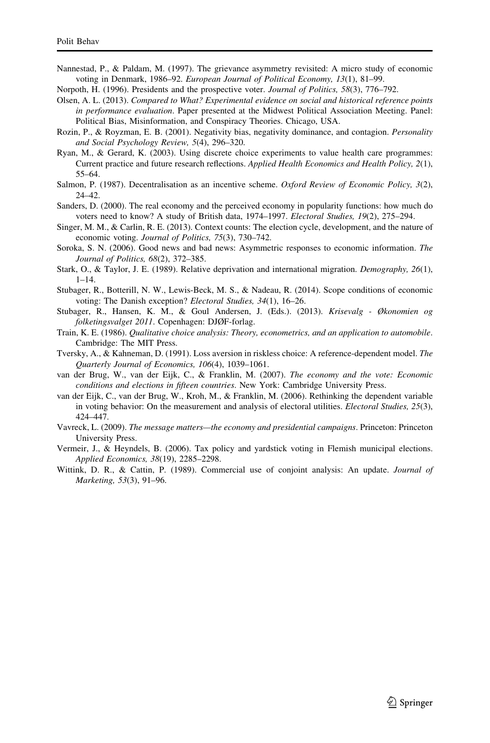Nannestad, P., & Paldam, M. (1997). The grievance asymmetry revisited: A micro study of economic voting in Denmark, 1986–92. *European Journal of Political Economy, 13*(1), 81–99.

Norpoth, H. (1996). Presidents and the prospective voter. *Journal of Politics, 58*(3), 776–792.

Olsen, A. L. (2013). *Compared to What? Experimental evidence on social and historical reference points in performance evaluation*. Paper presented at the Midwest Political Association Meeting. Panel: Political Bias, Misinformation, and Conspiracy Theories. Chicago, USA.

Rozin, P., & Royzman, E. B. (2001). Negativity bias, negativity dominance, and contagion. *Personality and Social Psychology Review, 5*(4), 296–320.

Ryan, M., & Gerard, K. (2003). Using discrete choice experiments to value health care programmes: Current practice and future research reflections. *Applied Health Economics and Health Policy, 2*(1), 55–64.

Salmon, P. (1987). Decentralisation as an incentive scheme. *Oxford Review of Economic Policy, 3*(2), 24–42.

Sanders, D. (2000). The real economy and the perceived economy in popularity functions: how much do voters need to know? A study of British data, 1974–1997. *Electoral Studies, 19*(2), 275–294.

Singer, M. M., & Carlin, R. E. (2013). Context counts: The election cycle, development, and the nature of economic voting. *Journal of Politics, 75*(3), 730–742.

Soroka, S. N. (2006). Good news and bad news: Asymmetric responses to economic information. *The Journal of Politics, 68*(2), 372–385.

Stark, O., & Taylor, J. E. (1989). Relative deprivation and international migration. *Demography, 26*(1), 1–14.

Stubager, R., Botterill, N. W., Lewis-Beck, M. S., & Nadeau, R. (2014). Scope conditions of economic voting: The Danish exception? *Electoral Studies, 34*(1), 16–26.

Stubager, R., Hansen, K. M., & Goul Andersen, J. (Eds.). (2013). *Krisevalg - Økonomien og folketingsvalget 2011*. Copenhagen: DJØF-forlag.

Train, K. E. (1986). *Qualitative choice analysis: Theory, econometrics, and an application to automobile*. Cambridge: The MIT Press.

Tversky, A., & Kahneman, D. (1991). Loss aversion in riskless choice: A reference-dependent model. *The Quarterly Journal of Economics, 106*(4), 1039–1061.

van der Brug, W., van der Eijk, C., & Franklin, M. (2007). *The economy and the vote: Economic conditions and elections in fifteen countries*. New York: Cambridge University Press.

van der Eijk, C., van der Brug, W., Kroh, M., & Franklin, M. (2006). Rethinking the dependent variable in voting behavior: On the measurement and analysis of electoral utilities. *Electoral Studies, 25*(3), 424–447.

Vavreck, L. (2009). *The message matters—the economy and presidential campaigns*. Princeton: Princeton University Press.

Vermeir, J., & Heyndels, B. (2006). Tax policy and yardstick voting in Flemish municipal elections. *Applied Economics, 38*(19), 2285–2298.

Wittink, D. R., & Cattin, P. (1989). Commercial use of conjoint analysis: An update. *Journal of Marketing, 53*(3), 91–96.